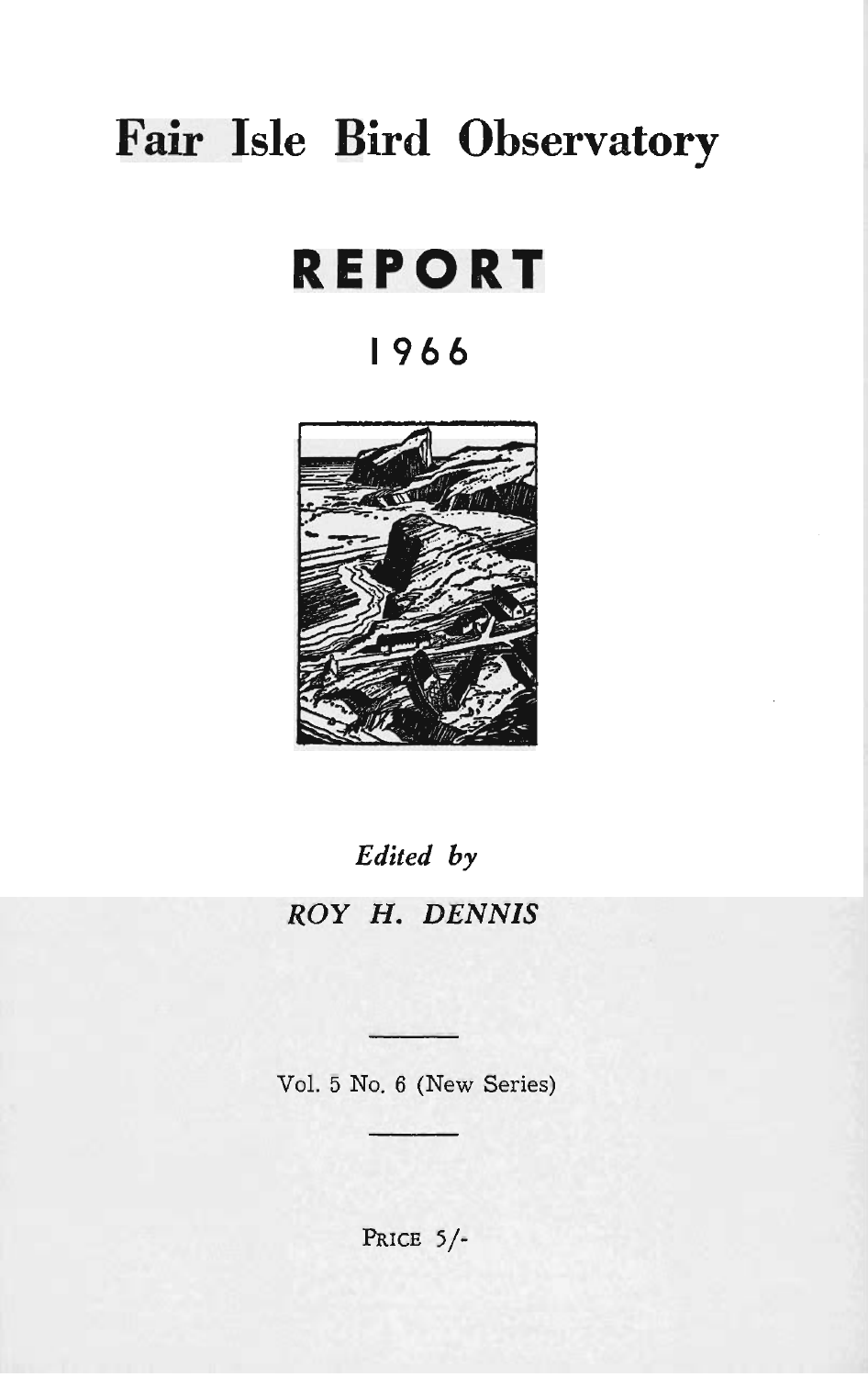# Fair Isle Bird Observatory

# REPORT

## 1966

*Edited by*

*ROY H. DENNIS*

---

Vol. 5 No. 6 (New Series)

---

PRICE 5/-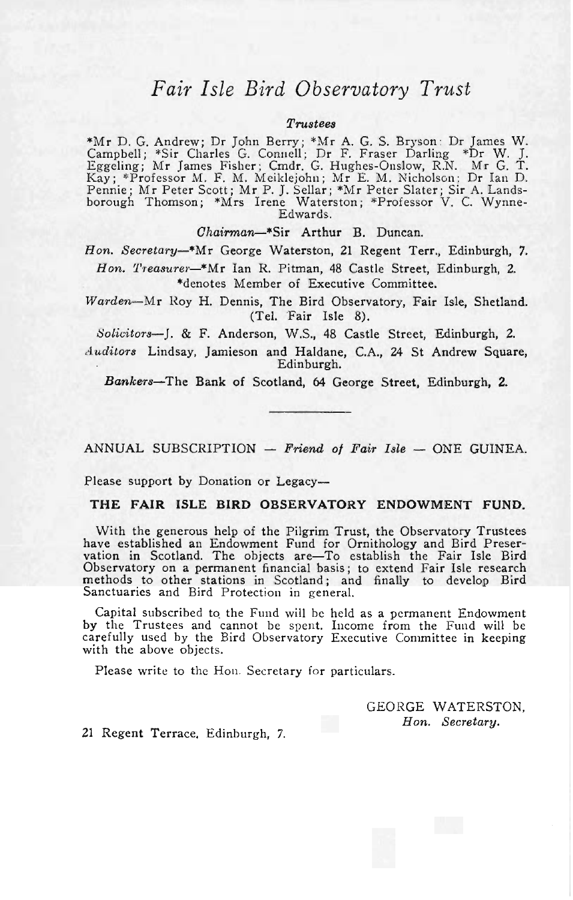# *Fair Isle Bird Observatory Trust*

***Trustees***

*Mr D. G. Andrew; Dr John Berry; *Mr A. G. S. Bryson; Dr James W. Campbell; *Sir Charles G. Connell; Dr F. Fraser Darling *Dr W. J. Eggeling; Mr James Fisher; Cmdr. G. Hughes-Onslow, R.N. Mr G. T. Kay; *Professor M. F. M. Meiklejohn; Mr E. M. Nicholson; Dr Ian D. Pennie; Mr Peter Scott; Mr P. J. Sellar; *Mr Peter Slater; Sir A. Landsborough Thomson; *Mrs Irene Waterston; *Professor V. C. Wynne-Edwards.

*Chairman*—*Sir Arthur B. Duncan.

*Hon. Secretary*—*Mr George Waterston, 21 Regent Terr., Edinburgh, 7.

*Hon. Treasurer*—*Mr Ian R. Pitman, 48 Castle Street, Edinburgh, 2.

*denotes Member of Executive Committee.

*Warden*—Mr Roy H. Dennis, The Bird Observatory, Fair Isle, Shetland. (Tel. Fair Isle 8).

*Solicitors*—J. & F. Anderson, W.S., 48 Castle Street, Edinburgh, 2.

*Auditors* Lindsay, Jamieson and Haldane, C.A., 24 St Andrew Square, Edinburgh.

*Bankers*—The Bank of Scotland, 64 George Street, Edinburgh, 2.

---

ANNUAL SUBSCRIPTION — *Friend of Fair Isle* — ONE GUINEA.

Please support by Donation or Legacy—

**THE FAIR ISLE BIRD OBSERVATORY ENDOWMENT FUND.**

With the generous help of the Pilgrim Trust, the Observatory Trustees have established an Endowment Fund for Ornithology and Bird Preservation in Scotland. The objects are—To establish the Fair Isle Bird Observatory on a permanent financial basis; to extend Fair Isle research methods to other stations in Scotland; and finally to develop Bird Sanctuaries and Bird Protection in general.

Capital subscribed to the Fund will be held as a permanent Endowment by the Trustees and cannot be spent. Income from the Fund will be carefully used by the Bird Observatory Executive Committee in keeping with the above objects.

Please write to the Hon. Secretary for particulars.

GEORGE WATERSTON,
*Hon. Secretary.*

21 Regent Terrace, Edinburgh, 7.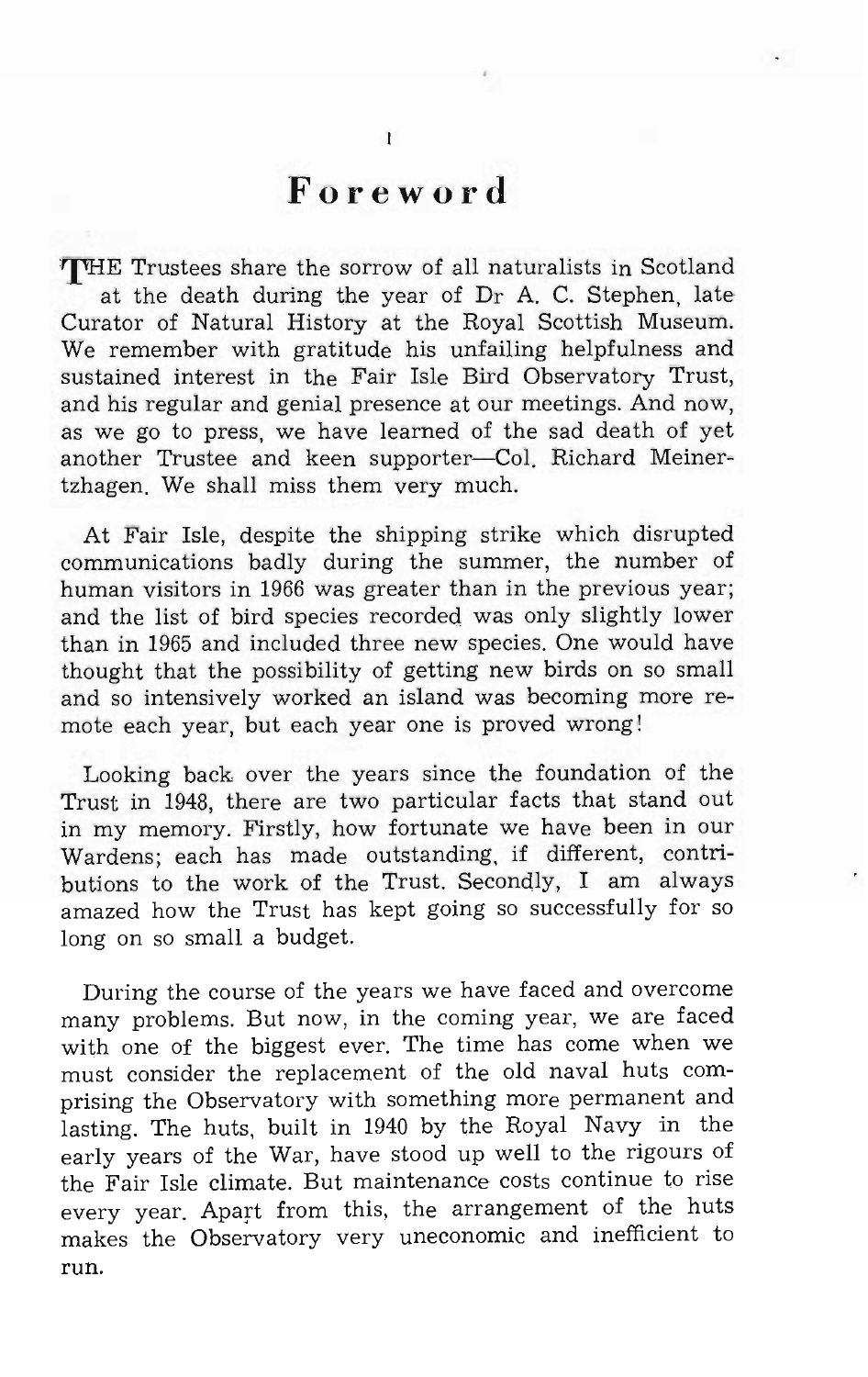# Foreword

THE Trustees share the sorrow of all naturalists in Scotland at the death during the year of Dr A. C. Stephen, late Curator of Natural History at the Royal Scottish Museum. We remember with gratitude his unfailing helpfulness and sustained interest in the Fair Isle Bird Observatory Trust, and his regular and genial presence at our meetings. And now, as we go to press, we have learned of the sad death of yet another Trustee and keen supporter—Col. Richard Meinertzhagen. We shall miss them very much.

At Fair Isle, despite the shipping strike which disrupted communications badly during the summer, the number of human visitors in 1966 was greater than in the previous year; and the list of bird species recorded was only slightly lower than in 1965 and included three new species. One would have thought that the possibility of getting new birds on so small and so intensively worked an island was becoming more remote each year, but each year one is proved wrong!

Looking back over the years since the foundation of the Trust in 1948, there are two particular facts that stand out in my memory. Firstly, how fortunate we have been in our Wardens; each has made outstanding, if different, contributions to the work of the Trust. Secondly, I am always amazed how the Trust has kept going so successfully for so long on so small a budget.

During the course of the years we have faced and overcome many problems. But now, in the coming year, we are faced with one of the biggest ever. The time has come when we must consider the replacement of the old naval huts comprising the Observatory with something more permanent and lasting. The huts, built in 1940 by the Royal Navy in the early years of the War, have stood up well to the rigours of the Fair Isle climate. But maintenance costs continue to rise every year. Apart from this, the arrangement of the huts makes the Observatory very uneconomic and inefficient to run.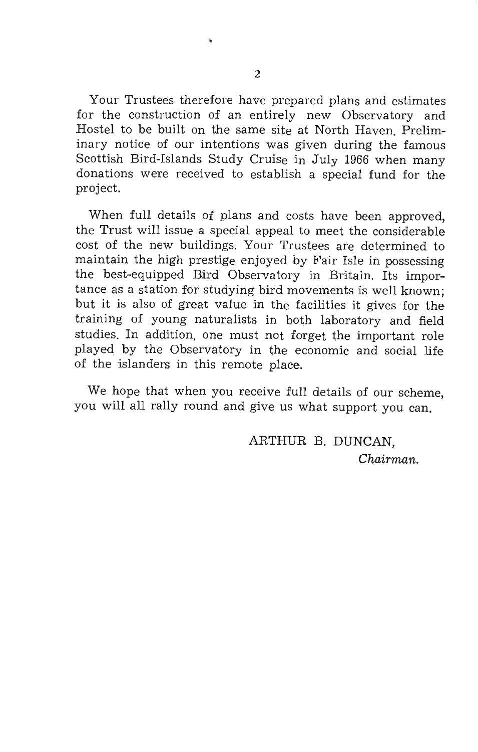Your Trustees therefore have prepared plans and estimates for the construction of an entirely new Observatory and Hostel to be built on the same site at North Haven. Preliminary notice of our intentions was given during the famous Scottish Bird-Islands Study Cruise in July 1966 when many donations were received to establish a special fund for the project.

When full details of plans and costs have been approved, the Trust will issue a special appeal to meet the considerable cost of the new buildings. Your Trustees are determined to maintain the high prestige enjoyed by Fair Isle in possessing the best-equipped Bird Observatory in Britain. Its importance as a station for studying bird movements is well known; but it is also of great value in the facilities it gives for the training of young naturalists in both laboratory and field studies. In addition, one must not forget the important role played by the Observatory in the economic and social life of the islanders in this remote place.

We hope that when you receive full details of our scheme, you will all rally round and give us what support you can.

ARTHUR B. DUNCAN,  
*Chairman.*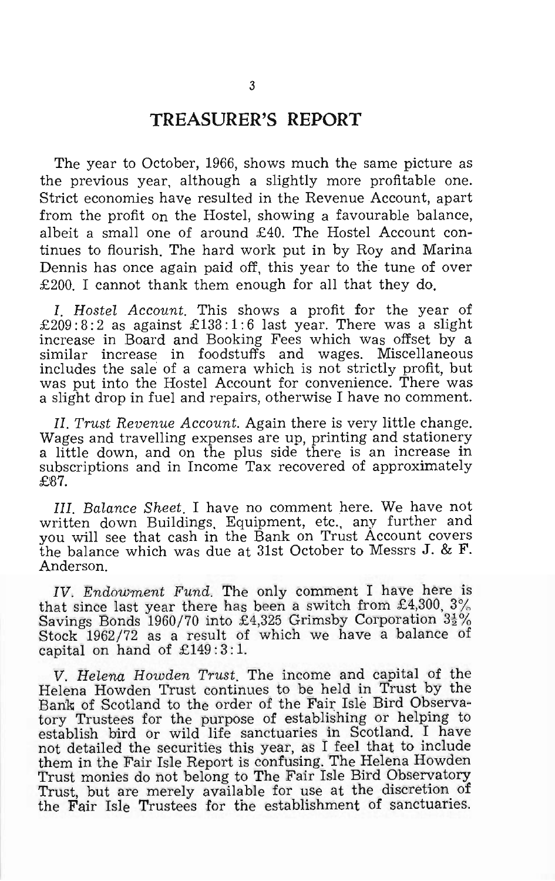## TREASURER'S REPORT

The year to October, 1966, shows much the same picture as the previous year, although a slightly more profitable one. Strict economies have resulted in the Revenue Account, apart from the profit on the Hostel, showing a favourable balance, albeit a small one of around £40. The Hostel Account continues to flourish. The hard work put in by Roy and Marina Dennis has once again paid off, this year to the tune of over £200. I cannot thank them enough for all that they do.

*I. Hostel Account.* This shows a profit for the year of £209:8:2 as against £138:1:6 last year. There was a slight increase in Board and Booking Fees which was offset by a similar increase in foodstuffs and wages. Miscellaneous includes the sale of a camera which is not strictly profit, but was put into the Hostel Account for convenience. There was a slight drop in fuel and repairs, otherwise I have no comment.

*II. Trust Revenue Account.* Again there is very little change. Wages and travelling expenses are up, printing and stationery a little down, and on the plus side there is an increase in subscriptions and in Income Tax recovered of approximately £87.

*III. Balance Sheet.* I have no comment here. We have not written down Buildings, Equipment, etc., any further and you will see that cash in the Bank on Trust Account covers the balance which was due at 31st October to Messrs J. & F. Anderson.

*IV. Endowment Fund.* The only comment I have here is that since last year there has been a switch from £4,300, 3% Savings Bonds 1960/70 into £4,325 Grimsby Corporation 3½% Stock 1962/72 as a result of which we have a balance of capital on hand of £149:3:1.

*V. Helena Howden Trust.* The income and capital of the Helena Howden Trust continues to be held in Trust by the Bank of Scotland to the order of the Fair Isle Bird Observatory Trustees for the purpose of establishing or helping to establish bird or wild life sanctuaries in Scotland. I have not detailed the securities this year, as I feel that to include them in the Fair Isle Report is confusing. The Helena Howden Trust monies do not belong to The Fair Isle Bird Observatory Trust, but are merely available for use at the discretion of the Fair Isle Trustees for the establishment of sanctuaries.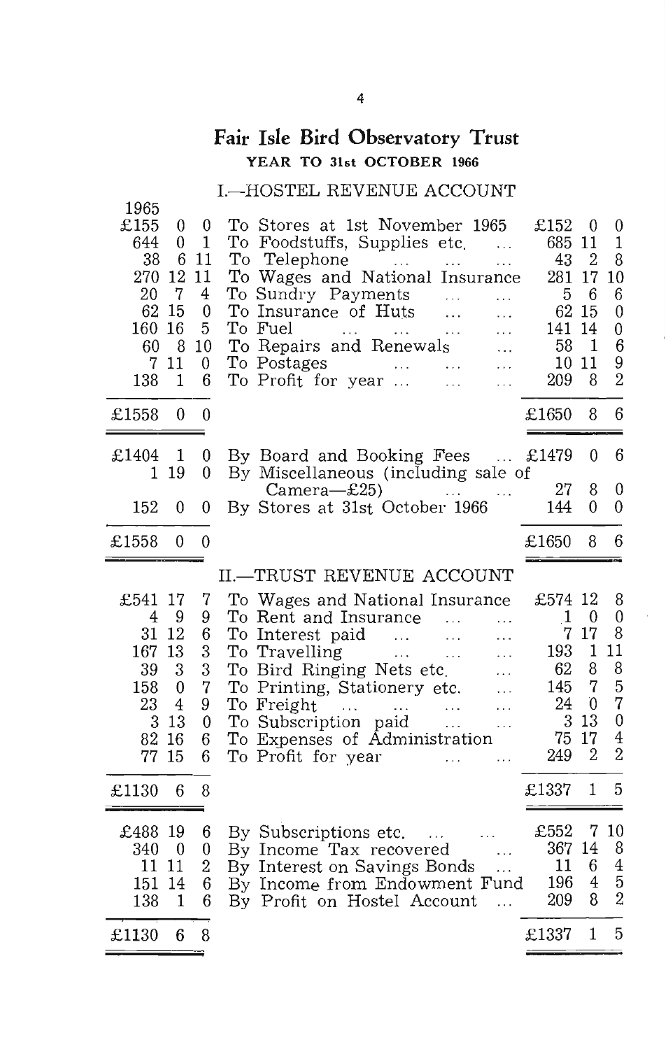# Fair Isle Bird Observatory Trust

**YEAR TO 31st OCTOBER 1966**

## I.—HOSTEL REVENUE ACCOUNT

| 1965 | | | | | | |
|---|---|---|---|---|---|---|
| £155 | 0 | 0 | To Stores at 1st November 1965 | £152 | 0 | 0 |
| 644 | 0 | 1 | To Foodstuffs, Supplies etc. ... | 685 | 11 | 1 |
| 38 | 6 | 11 | To Telephone ... ... ... | 43 | 2 | 8 |
| 270 | 12 | 11 | To Wages and National Insurance | 281 | 17 | 10 |
| 20 | 7 | 4 | To Sundry Payments ... ... | 5 | 6 | 6 |
| 62 | 15 | 0 | To Insurance of Huts ... ... | 62 | 15 | 0 |
| 160 | 16 | 5 | To Fuel ... ... ... ... | 141 | 14 | 0 |
| 60 | 8 | 10 | To Repairs and Renewals ... | 58 | 1 | 6 |
| 7 | 11 | 0 | To Postages ... ... ... | 10 | 11 | 9 |
| 138 | 1 | 6 | To Profit for year ... ... ... | 209 | 8 | 2 |
| £1558 | 0 | 0 | | £1650 | 8 | 6 |
| £1404 | 1 | 0 | By Board and Booking Fees ... | £1479 | 0 | 6 |
| 1 | 19 | 0 | By Miscellaneous (including sale of Camera—£25) ... ... | 27 | 8 | 0 |
| 152 | 0 | 0 | By Stores at 31st October 1966 | 144 | 0 | 0 |
| £1558 | 0 | 0 | | £1650 | 8 | 6 |

## II.—TRUST REVENUE ACCOUNT

| | | | | | | |
|---|---|---|---|---|---|---|
| £541 | 17 | 7 | To Wages and National Insurance | £574 | 12 | 8 |
| 4 | 9 | 9 | To Rent and Insurance ... ... | 1 | 0 | 0 |
| 31 | 12 | 6 | To Interest paid ... ... ... | 7 | 17 | 8 |
| 167 | 13 | 3 | To Travelling ... ... ... | 193 | 1 | 11 |
| 39 | 3 | 3 | To Bird Ringing Nets etc. ... | 62 | 8 | 8 |
| 158 | 0 | 7 | To Printing, Stationery etc. ... | 145 | 7 | 5 |
| 23 | 4 | 9 | To Freight ... ... ... ... | 24 | 0 | 7 |
| 3 | 13 | 0 | To Subscription paid ... ... | 3 | 13 | 0 |
| 82 | 16 | 6 | To Expenses of Administration | 75 | 17 | 4 |
| 77 | 15 | 6 | To Profit for year ... ... | 249 | 2 | 2 |
| £1130 | 6 | 8 | | £1337 | 1 | 5 |
| £488 | 19 | 6 | By Subscriptions etc. ... ... | £552 | 7 | 10 |
| 340 | 0 | 0 | By Income Tax recovered ... | 367 | 14 | 8 |
| 11 | 11 | 2 | By Interest on Savings Bonds ... | 11 | 6 | 4 |
| 151 | 14 | 6 | By Income from Endowment Fund | 196 | 4 | 5 |
| 138 | 1 | 6 | By Profit on Hostel Account ... | 209 | 8 | 2 |
| £1130 | 6 | 8 | | £1337 | 1 | 5 |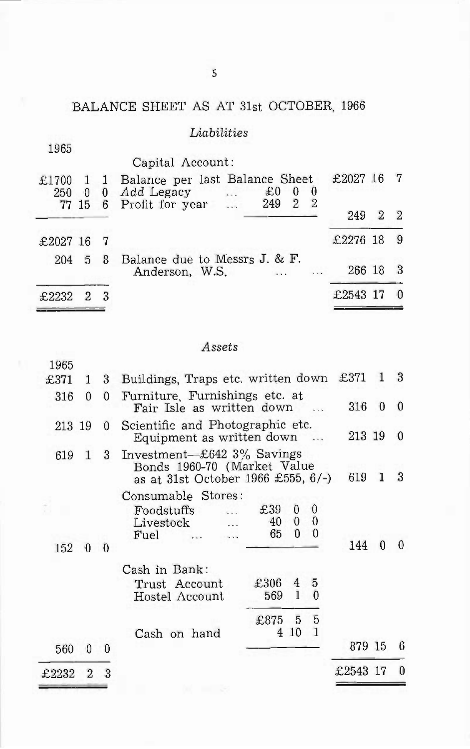# BALANCE SHEET AS AT 31st OCTOBER, 1966

## *Liabilities*

| 1965 | | | | |
|---|---|---|---|---|
| | Capital Account: | | | |
| £1700 1 1 | Balance per last Balance Sheet | | | £2027 16 7 |
| 250 0 0 | *Add* Legacy ... | £0 0 0 | | |
| 77 15 6 | Profit for year ... | 249 2 2 | | |
| | | | | 249 2 2 |
| £2027 16 7 | | | | £2276 18 9 |
| 204 5 8 | Balance due to Messrs J. & F. Anderson, W.S. ... ... | | | 266 18 3 |
| £2232 2 3 | | | | £2543 17 0 |

## *Assets*

| 1965 | | | | |
|---|---|---|---|---|
| £371 1 3 | Buildings, Traps etc. written down | | | £371 1 3 |
| 316 0 0 | Furniture, Furnishings etc. at Fair Isle as written down ... | | | 316 0 0 |
| 213 19 0 | Scientific and Photographic etc. Equipment as written down ... | | | 213 19 0 |
| 619 1 3 | Investment—£642 3% Savings Bonds 1960-70 (Market Value as at 31st October 1966 £555, 6/-) | | | 619 1 3 |
| | Consumable Stores: | | | |
| | Foodstuffs ... | £39 0 0 | | |
| | Livestock ... | 40 0 0 | | |
| | Fuel ... ... | 65 0 0 | | |
| 152 0 0 | | | | 144 0 0 |
| | Cash in Bank: | | | |
| | Trust Account | £306 4 5 | | |
| | Hostel Account | 569 1 0 | | |
| | | £875 5 5 | | |
| | Cash on hand | 4 10 1 | | |
| 560 0 0 | | | | 879 15 6 |
| £2232 2 3 | | | | £2543 17 0 |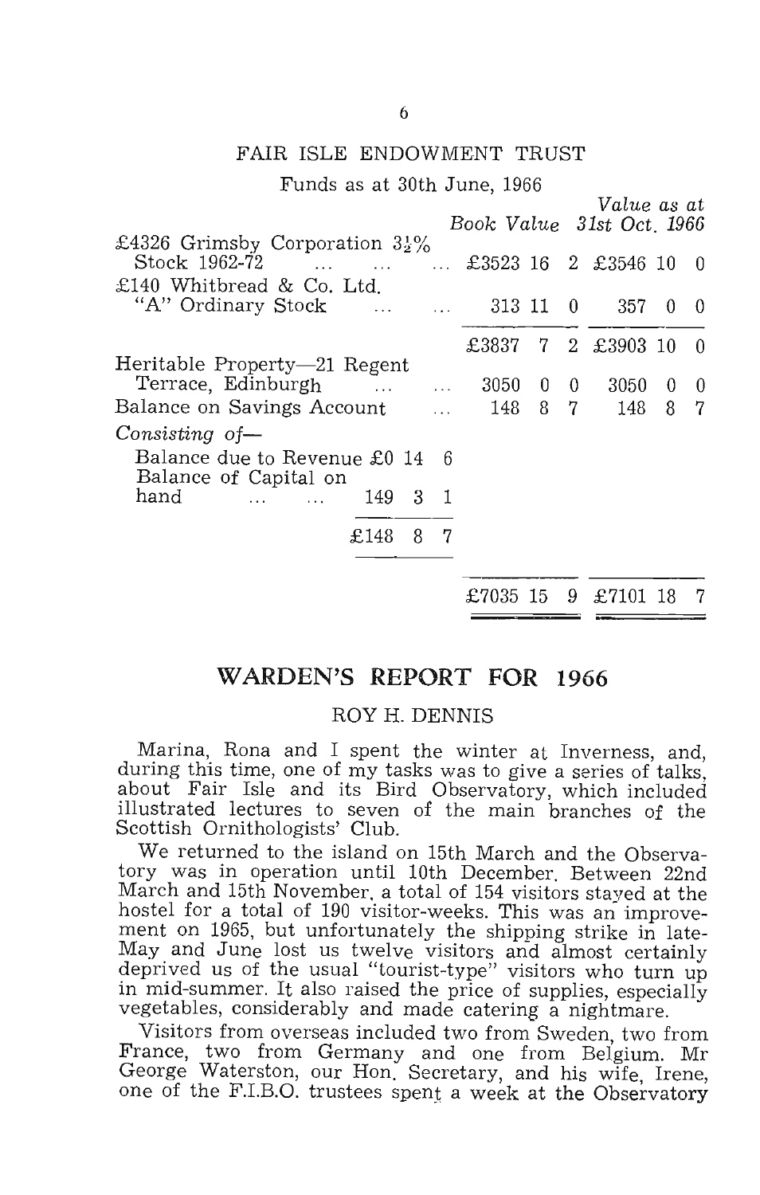## FAIR ISLE ENDOWMENT TRUST

Funds as at 30th June, 1966

| | Book Value | | | Value as at 31st Oct. 1966 | | |
|---|---|---|---|---|---|---|
| £4326 Grimsby Corporation $3\frac{1}{2}$% Stock 1962-72 ... ... ... | £3523 | 16 | 2 | £3546 | 10 | 0 |
| £140 Whitbread & Co. Ltd. "A" Ordinary Stock ... ... | 313 | 11 | 0 | 357 | 0 | 0 |
| | £3837 | 7 | 2 | £3903 | 10 | 0 |
| Heritable Property—21 Regent Terrace, Edinburgh ... ... | 3050 | 0 | 0 | 3050 | 0 | 0 |
| Balance on Savings Account ... | 148 | 8 | 7 | 148 | 8 | 7 |
| *Consisting of—* | | | | | | |
| Balance due to Revenue £0 14 6 | | | | | | |
| Balance of Capital on hand ... ... 149 3 1 | | | | | | |
| £148 8 7 | | | | | | |
| | £7035 | 15 | 9 | £7101 | 18 | 7 |

## WARDEN'S REPORT FOR 1966

ROY H. DENNIS

Marina, Rona and I spent the winter at Inverness, and, during this time, one of my tasks was to give a series of talks, about Fair Isle and its Bird Observatory, which included illustrated lectures to seven of the main branches of the Scottish Ornithologists' Club.

We returned to the island on 15th March and the Observatory was in operation until 10th December. Between 22nd March and 15th November, a total of 154 visitors stayed at the hostel for a total of 190 visitor-weeks. This was an improvement on 1965, but unfortunately the shipping strike in late-May and June lost us twelve visitors and almost certainly deprived us of the usual "tourist-type" visitors who turn up in mid-summer. It also raised the price of supplies, especially vegetables, considerably and made catering a nightmare.

Visitors from overseas included two from Sweden, two from France, two from Germany and one from Belgium. Mr George Waterston, our Hon. Secretary, and his wife, Irene, one of the F.I.B.O. trustees spent a week at the Observatory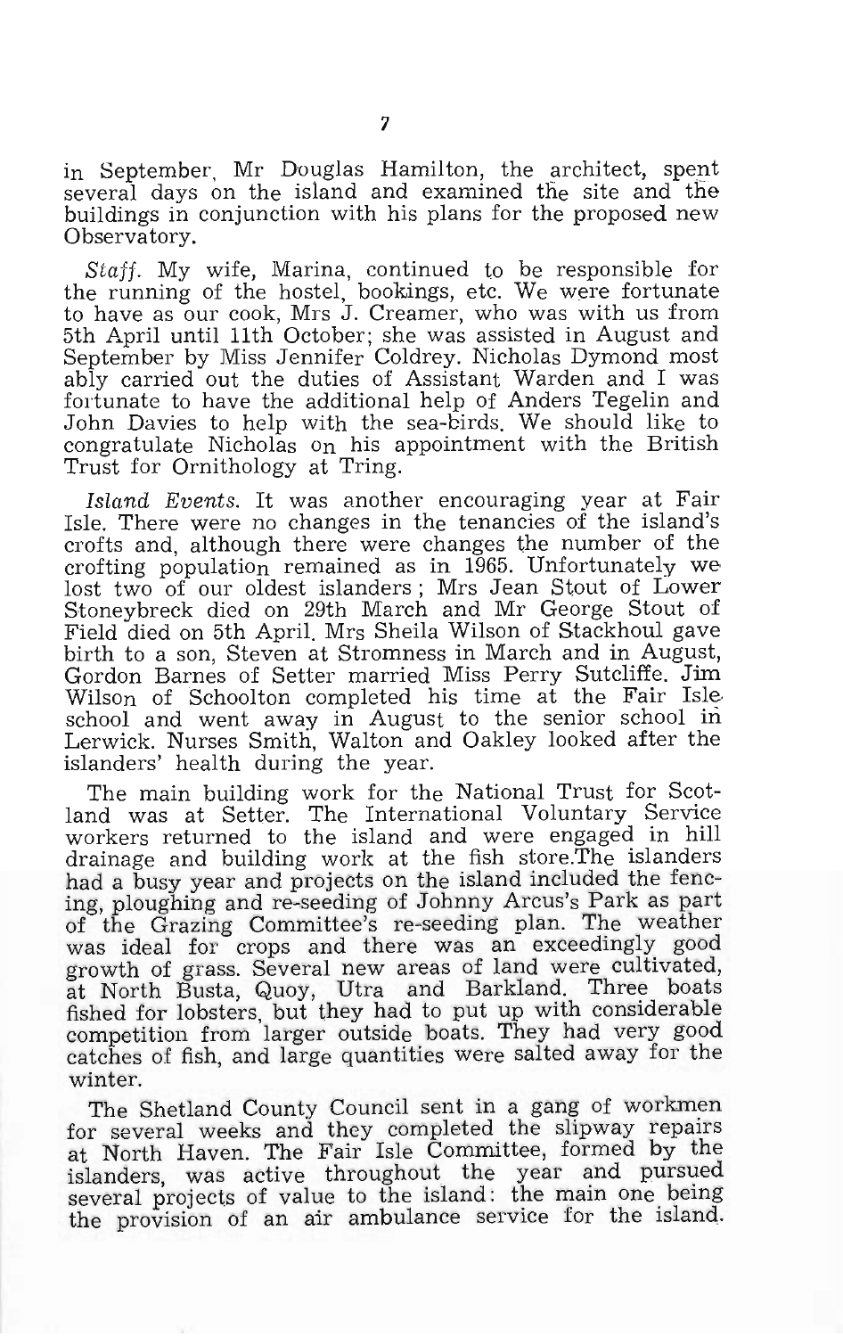in September, Mr Douglas Hamilton, the architect, spent several days on the island and examined the site and the buildings in conjunction with his plans for the proposed new Observatory.

*Staff.* My wife, Marina, continued to be responsible for the running of the hostel, bookings, etc. We were fortunate to have as our cook, Mrs J. Creamer, who was with us from 5th April until 11th October; she was assisted in August and September by Miss Jennifer Coldrey. Nicholas Dymond most ably carried out the duties of Assistant Warden and I was fortunate to have the additional help of Anders Tegelin and John Davies to help with the sea-birds. We should like to congratulate Nicholas on his appointment with the British Trust for Ornithology at Tring.

*Island Events.* It was another encouraging year at Fair Isle. There were no changes in the tenancies of the island's crofts and, although there were changes the number of the crofting population remained as in 1965. Unfortunately we lost two of our oldest islanders; Mrs Jean Stout of Lower Stoneybreck died on 29th March and Mr George Stout of Field died on 5th April. Mrs Sheila Wilson of Stackhoul gave birth to a son, Steven at Stromness in March and in August, Gordon Barnes of Setter married Miss Perry Sutcliffe. Jim Wilson of Schoolton completed his time at the Fair Isle school and went away in August to the senior school in Lerwick. Nurses Smith, Walton and Oakley looked after the islanders' health during the year.

The main building work for the National Trust for Scotland was at Setter. The International Voluntary Service workers returned to the island and were engaged in hill drainage and building work at the fish store.The islanders had a busy year and projects on the island included the fencing, ploughing and re-seeding of Johnny Arcus's Park as part of the Grazing Committee's re-seeding plan. The weather was ideal for crops and there was an exceedingly good growth of grass. Several new areas of land were cultivated, at North Busta, Quoy, Utra and Barkland. Three boats fished for lobsters, but they had to put up with considerable competition from larger outside boats. They had very good catches of fish, and large quantities were salted away for the winter.

The Shetland County Council sent in a gang of workmen for several weeks and they completed the slipway repairs at North Haven. The Fair Isle Committee, formed by the islanders, was active throughout the year and pursued several projects of value to the island: the main one being the provision of an air ambulance service for the island.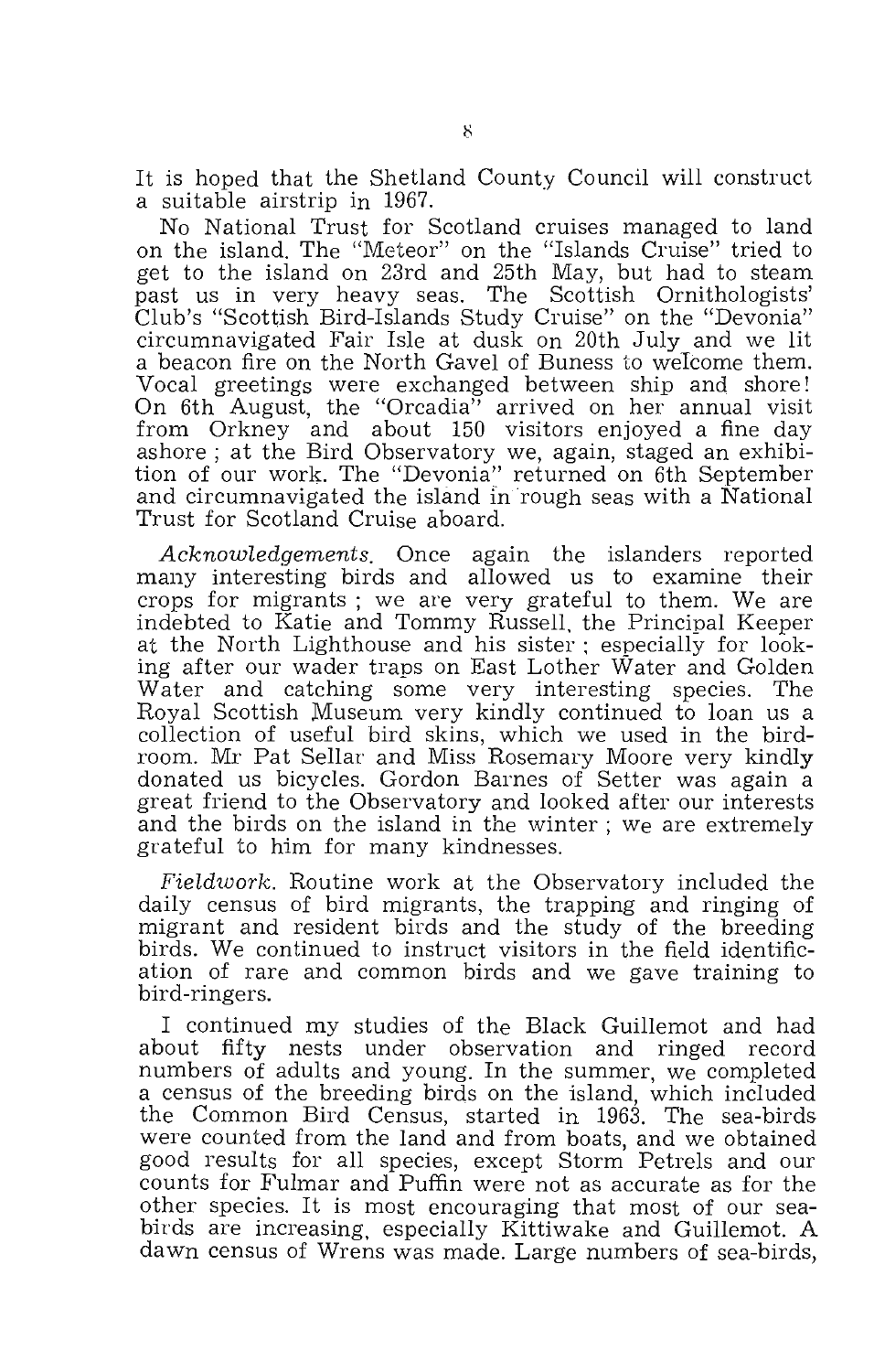It is hoped that the Shetland County Council will construct a suitable airstrip in 1967.

No National Trust for Scotland cruises managed to land on the island. The "Meteor" on the "Islands Cruise" tried to get to the island on 23rd and 25th May, but had to steam past us in very heavy seas. The Scottish Ornithologists' Club's "Scottish Bird-Islands Study Cruise" on the "Devonia" circumnavigated Fair Isle at dusk on 20th July and we lit a beacon fire on the North Gavel of Buness to welcome them. Vocal greetings were exchanged between ship and shore! On 6th August, the "Orcadia" arrived on her annual visit from Orkney and about 150 visitors enjoyed a fine day ashore; at the Bird Observatory we, again, staged an exhibition of our work. The "Devonia" returned on 6th September and circumnavigated the island in rough seas with a National Trust for Scotland Cruise aboard.

*Acknowledgements.* Once again the islanders reported many interesting birds and allowed us to examine their crops for migrants; we are very grateful to them. We are indebted to Katie and Tommy Russell, the Principal Keeper at the North Lighthouse and his sister; especially for looking after our wader traps on East Lother Water and Golden Water and catching some very interesting species. The Royal Scottish Museum very kindly continued to loan us a collection of useful bird skins, which we used in the bird-room. Mr Pat Sellar and Miss Rosemary Moore very kindly donated us bicycles. Gordon Barnes of Setter was again a great friend to the Observatory and looked after our interests and the birds on the island in the winter; we are extremely grateful to him for many kindnesses.

*Fieldwork.* Routine work at the Observatory included the daily census of bird migrants, the trapping and ringing of migrant and resident birds and the study of the breeding birds. We continued to instruct visitors in the field identification of rare and common birds and we gave training to bird-ringers.

I continued my studies of the Black Guillemot and had about fifty nests under observation and ringed record numbers of adults and young. In the summer, we completed a census of the breeding birds on the island, which included the Common Bird Census, started in 1963. The sea-birds were counted from the land and from boats, and we obtained good results for all species, except Storm Petrels and our counts for Fulmar and Puffin were not as accurate as for the other species. It is most encouraging that most of our sea-birds are increasing, especially Kittiwake and Guillemot. A dawn census of Wrens was made. Large numbers of sea-birds,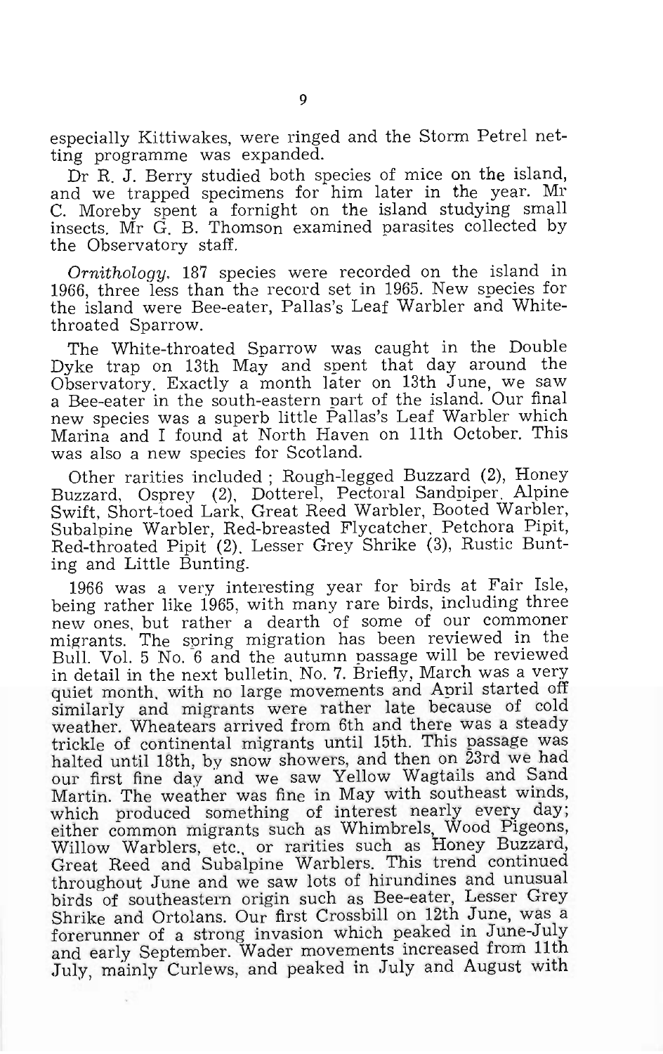especially Kittiwakes, were ringed and the Storm Petrel netting programme was expanded.

Dr R. J. Berry studied both species of mice on the island, and we trapped specimens for him later in the year. Mr C. Moreby spent a fornight on the island studying small insects. Mr G. B. Thomson examined parasites collected by the Observatory staff.

*Ornithology*. 187 species were recorded on the island in 1966, three less than the record set in 1965. New species for the island were Bee-eater, Pallas's Leaf Warbler and White-throated Sparrow.

The White-throated Sparrow was caught in the Double Dyke trap on 13th May and spent that day around the Observatory. Exactly a month later on 13th June, we saw a Bee-eater in the south-eastern part of the island. Our final new species was a superb little Pallas's Leaf Warbler which Marina and I found at North Haven on 11th October. This was also a new species for Scotland.

Other rarities included ; Rough-legged Buzzard (2), Honey Buzzard, Osprey (2), Dotterel, Pectoral Sandpiper, Alpine Swift, Short-toed Lark, Great Reed Warbler, Booted Warbler, Subalpine Warbler, Red-breasted Flycatcher, Petchora Pipit, Red-throated Pipit (2), Lesser Grey Shrike (3), Rustic Bunting and Little Bunting.

1966 was a very interesting year for birds at Fair Isle, being rather like 1965, with many rare birds, including three new ones, but rather a dearth of some of our commoner migrants. The spring migration has been reviewed in the Bull. Vol. 5 No. 6 and the autumn passage will be reviewed in detail in the next bulletin, No. 7. Briefly, March was a very quiet month, with no large movements and April started off similarly and migrants were rather late because of cold weather. Wheatears arrived from 6th and there was a steady trickle of continental migrants until 15th. This passage was halted until 18th, by snow showers, and then on 23rd we had our first fine day and we saw Yellow Wagtails and Sand Martin. The weather was fine in May with southeast winds, which produced something of interest nearly every day; either common migrants such as Whimbrels, Wood Pigeons, Willow Warblers, etc., or rarities such as Honey Buzzard, Great Reed and Subalpine Warblers. This trend continued throughout June and we saw lots of hirundines and unusual birds of southeastern origin such as Bee-eater, Lesser Grey Shrike and Ortolans. Our first Crossbill on 12th June, was a forerunner of a strong invasion which peaked in June-July and early September. Wader movements increased from 11th July, mainly Curlews, and peaked in July and August with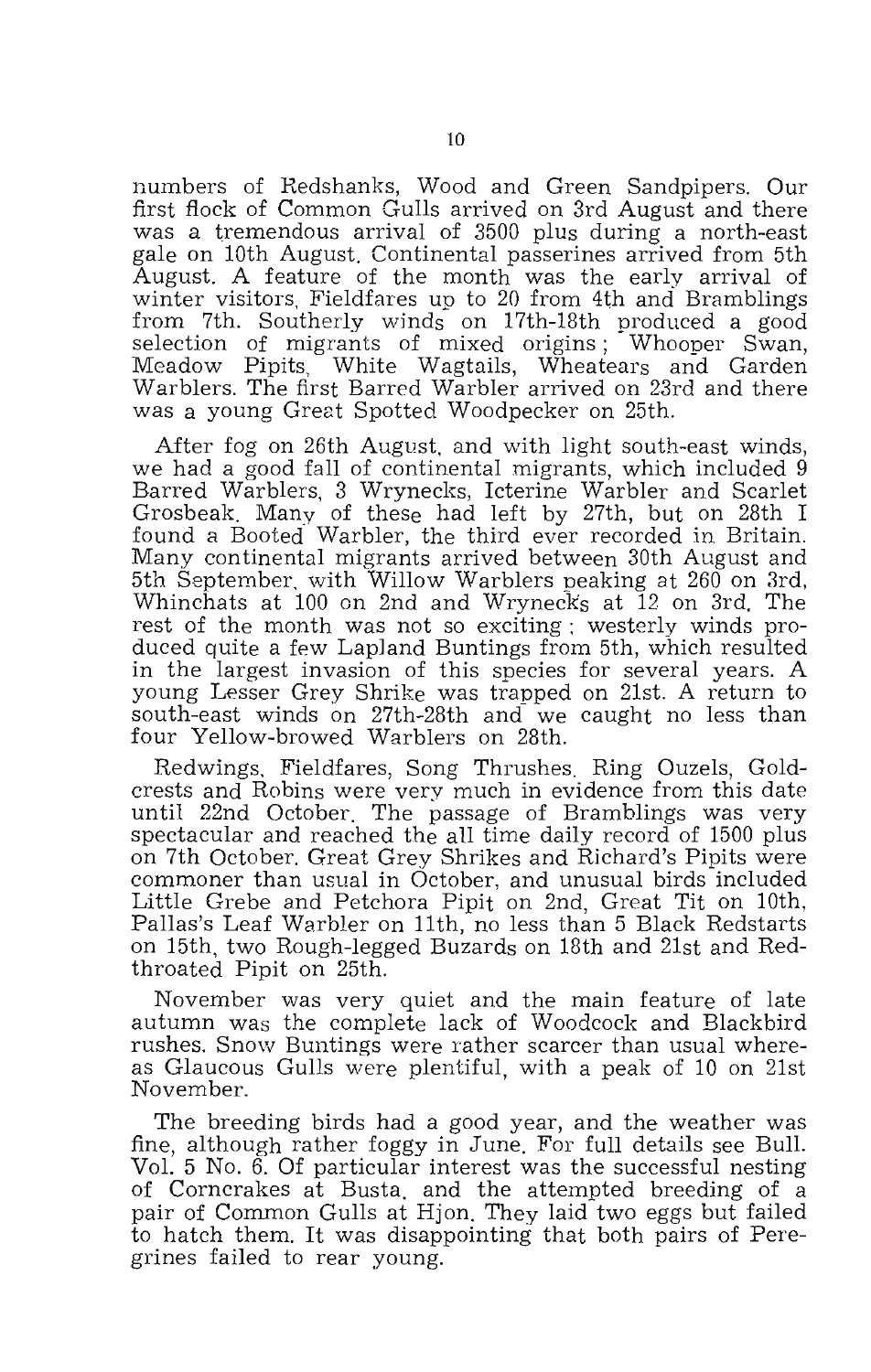numbers of Redshanks, Wood and Green Sandpipers. Our first flock of Common Gulls arrived on 3rd August and there was a tremendous arrival of 3500 plus during a north-east gale on 10th August. Continental passerines arrived from 5th August. A feature of the month was the early arrival of winter visitors, Fieldfares up to 20 from 4th and Bramblings from 7th. Southerly winds on 17th-18th produced a good selection of migrants of mixed origins; Whooper Swan, Meadow Pipits, White Wagtails, Wheatears and Garden Warblers. The first Barred Warbler arrived on 23rd and there was a young Great Spotted Woodpecker on 25th.

After fog on 26th August, and with light south-east winds, we had a good fall of continental migrants, which included 9 Barred Warblers, 3 Wrynecks, Icterine Warbler and Scarlet Grosbeak. Many of these had left by 27th, but on 28th I found a Booted Warbler, the third ever recorded in Britain. Many continental migrants arrived between 30th August and 5th September, with Willow Warblers peaking at 260 on 3rd, Whinchats at 100 on 2nd and Wrynecks at 12 on 3rd. The rest of the month was not so exciting; westerly winds produced quite a few Lapland Buntings from 5th, which resulted in the largest invasion of this species for several years. A young Lesser Grey Shrike was trapped on 21st. A return to south-east winds on 27th-28th and we caught no less than four Yellow-browed Warblers on 28th.

Redwings, Fieldfares, Song Thrushes, Ring Ouzels, Goldcrests and Robins were very much in evidence from this date until 22nd October. The passage of Bramblings was very spectacular and reached the all time daily record of 1500 plus on 7th October. Great Grey Shrikes and Richard's Pipits were commoner than usual in October, and unusual birds included Little Grebe and Petchora Pipit on 2nd, Great Tit on 10th, Pallas's Leaf Warbler on 11th, no less than 5 Black Redstarts on 15th, two Rough-legged Buzards on 18th and 21st and Red-throated Pipit on 25th.

November was very quiet and the main feature of late autumn was the complete lack of Woodcock and Blackbird rushes. Snow Buntings were rather scarcer than usual whereas Glaucous Gulls were plentiful, with a peak of 10 on 21st November.

The breeding birds had a good year, and the weather was fine, although rather foggy in June. For full details see Bull. Vol. 5 No. 6. Of particular interest was the successful nesting of Corncrakes at Busta, and the attempted breeding of a pair of Common Gulls at Hjon. They laid two eggs but failed to hatch them. It was disappointing that both pairs of Peregrines failed to rear young.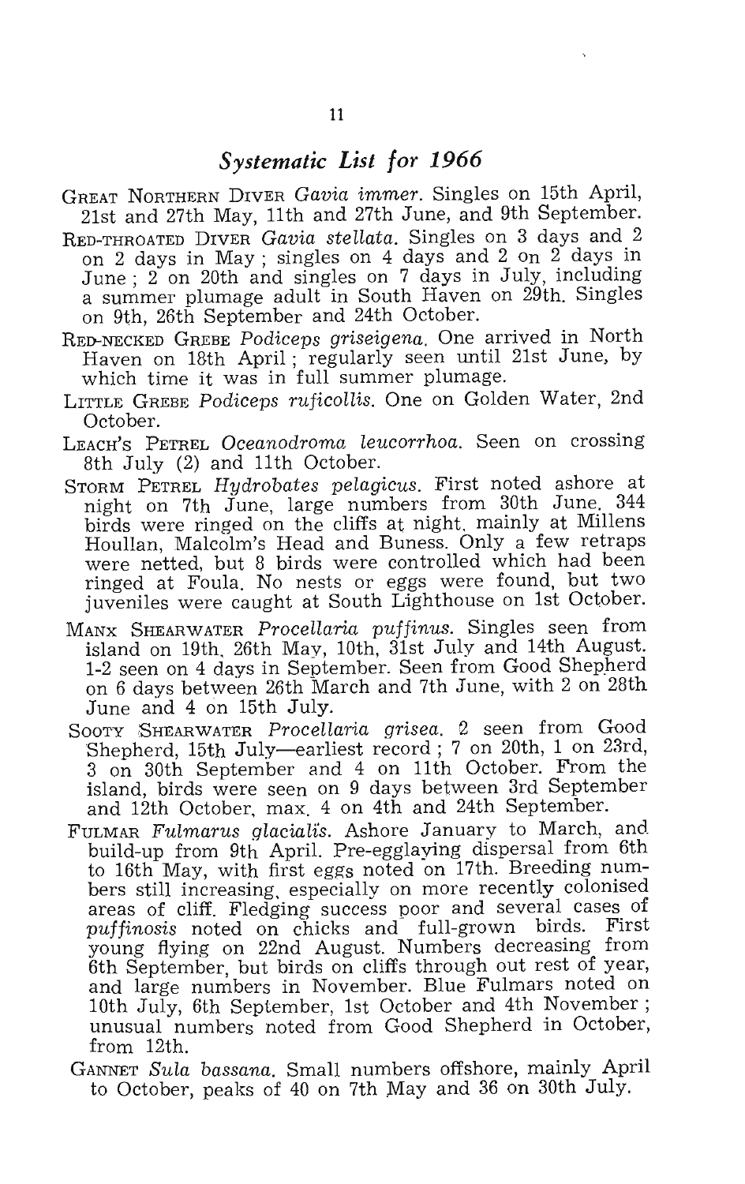## *Systematic List for 1966*

GREAT NORTHERN DIVER *Gavia immer*. Singles on 15th April, 21st and 27th May, 11th and 27th June, and 9th September.

RED-THROATED DIVER *Gavia stellata*. Singles on 3 days and 2 on 2 days in May; singles on 4 days and 2 on 2 days in June; 2 on 20th and singles on 7 days in July, including a summer plumage adult in South Haven on 29th. Singles on 9th, 26th September and 24th October.

RED-NECKED GREBE *Podiceps griseigena*. One arrived in North Haven on 18th April; regularly seen until 21st June, by which time it was in full summer plumage.

LITTLE GREBE *Podiceps ruficollis*. One on Golden Water, 2nd October.

LEACH'S PETREL *Oceanodroma leucorrhoa*. Seen on crossing 8th July (2) and 11th October.

STORM PETREL *Hydrobates pelagicus*. First noted ashore at night on 7th June, large numbers from 30th June. 344 birds were ringed on the cliffs at night, mainly at Millens Houllan, Malcolm's Head and Buness. Only a few retraps were netted, but 8 birds were controlled which had been ringed at Foula. No nests or eggs were found, but two juveniles were caught at South Lighthouse on 1st October.

MANX SHEARWATER *Procellaria puffinus*. Singles seen from island on 19th, 26th May, 10th, 31st July and 14th August. 1-2 seen on 4 days in September. Seen from Good Shepherd on 6 days between 26th March and 7th June, with 2 on 28th June and 4 on 15th July.

SOOTY SHEARWATER *Procellaria grisea*. 2 seen from Good Shepherd, 15th July—earliest record; 7 on 20th, 1 on 23rd, 3 on 30th September and 4 on 11th October. From the island, birds were seen on 9 days between 3rd September and 12th October, max. 4 on 4th and 24th September.

FULMAR *Fulmarus glacialis*. Ashore January to March, and build-up from 9th April. Pre-egglaying dispersal from 6th to 16th May, with first eggs noted on 17th. Breeding numbers still increasing, especially on more recently colonised areas of cliff. Fledging success poor and several cases of *puffinosis* noted on chicks and full-grown birds. First young flying on 22nd August. Numbers decreasing from 6th September, but birds on cliffs through out rest of year, and large numbers in November. Blue Fulmars noted on 10th July, 6th September, 1st October and 4th November; unusual numbers noted from Good Shepherd in October, from 12th.

GANNET *Sula bassana*. Small numbers offshore, mainly April to October, peaks of 40 on 7th May and 36 on 30th July.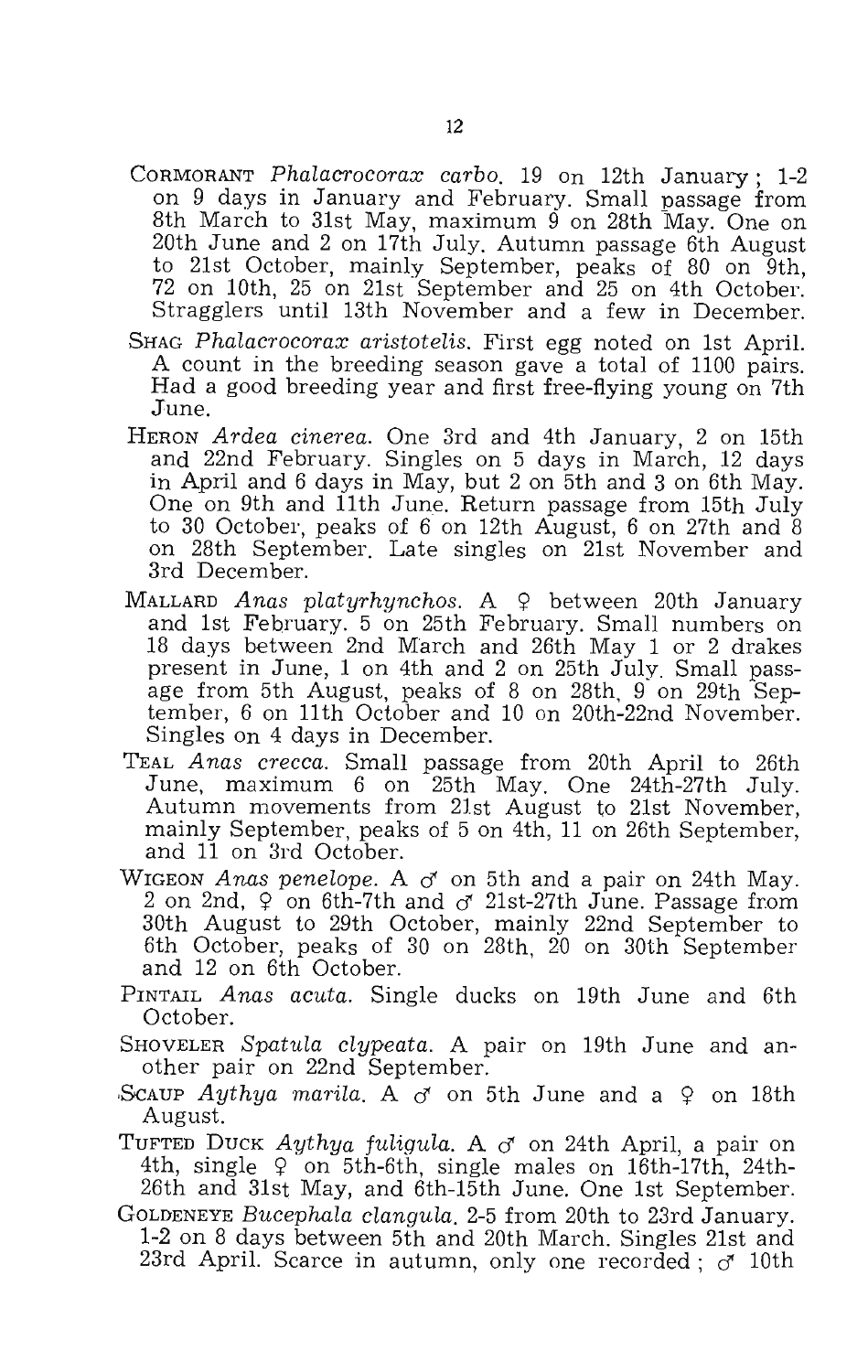CORMORANT *Phalacrocorax carbo.* 19 on 12th January; 1-2 on 9 days in January and February. Small passage from 8th March to 31st May, maximum 9 on 28th May. One on 20th June and 2 on 17th July. Autumn passage 6th August to 21st October, mainly September, peaks of 80 on 9th, 72 on 10th, 25 on 21st September and 25 on 4th October. Stragglers until 13th November and a few in December.

SHAG *Phalacrocorax aristotelis.* First egg noted on 1st April. A count in the breeding season gave a total of 1100 pairs. Had a good breeding year and first free-flying young on 7th June.

HERON *Ardea cinerea.* One 3rd and 4th January, 2 on 15th and 22nd February. Singles on 5 days in March, 12 days in April and 6 days in May, but 2 on 5th and 3 on 6th May. One on 9th and 11th June. Return passage from 15th July to 30 October, peaks of 6 on 12th August, 6 on 27th and 8 on 28th September. Late singles on 21st November and 3rd December.

MALLARD *Anas platyrhynchos.* A ♀ between 20th January and 1st February. 5 on 25th February. Small numbers on 18 days between 2nd March and 26th May 1 or 2 drakes present in June, 1 on 4th and 2 on 25th July. Small passage from 5th August, peaks of 8 on 28th, 9 on 29th September, 6 on 11th October and 10 on 20th-22nd November. Singles on 4 days in December.

TEAL *Anas crecca.* Small passage from 20th April to 26th June, maximum 6 on 25th May. One 24th-27th July. Autumn movements from 21st August to 21st November, mainly September, peaks of 5 on 4th, 11 on 26th September, and 11 on 3rd October.

WIGEON *Anas penelope.* A ♂ on 5th and a pair on 24th May. 2 on 2nd, ♀ on 6th-7th and ♂ 21st-27th June. Passage from 30th August to 29th October, mainly 22nd September to 6th October, peaks of 30 on 28th, 20 on 30th September and 12 on 6th October.

PINTAIL *Anas acuta.* Single ducks on 19th June and 6th October.

SHOVELER *Spatula clypeata.* A pair on 19th June and another pair on 22nd September.

SCAUP *Aythya marila.* A ♂ on 5th June and a ♀ on 18th August.

TUFTED DUCK *Aythya fuligula.* A ♂ on 24th April, a pair on 4th, single ♀ on 5th-6th, single males on 16th-17th, 24th-26th and 31st May, and 6th-15th June. One 1st September.

GOLDENEYE *Bucephala clangula.* 2-5 from 20th to 23rd January. 1-2 on 8 days between 5th and 20th March. Singles 21st and 23rd April. Scarce in autumn, only one recorded; ♂ 10th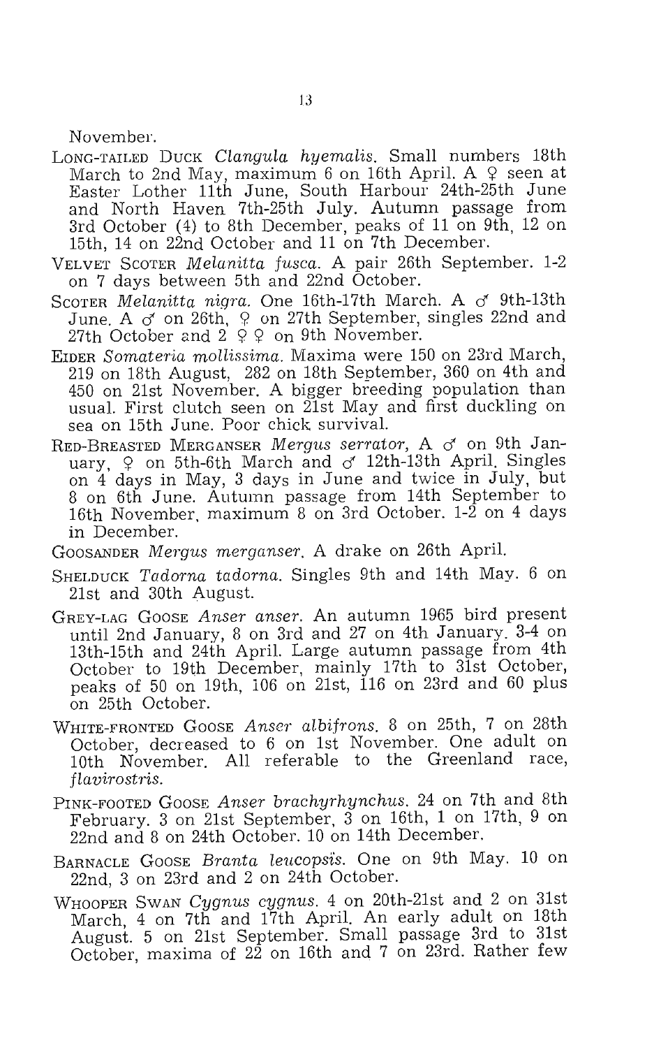November.

LONG-TAILED DUCK *Clangula hyemalis*. Small numbers 18th March to 2nd May, maximum 6 on 16th April. A ♀ seen at Easter Lother 11th June, South Harbour 24th-25th June and North Haven 7th-25th July. Autumn passage from 3rd October (4) to 8th December, peaks of 11 on 9th, 12 on 15th, 14 on 22nd October and 11 on 7th December.

VELVET SCOTER *Melanitta fusca*. A pair 26th September. 1-2 on 7 days between 5th and 22nd October.

SCOTER *Melanitta nigra*. One 16th-17th March. A ♂ 9th-13th June. A ♂ on 26th, ♀ on 27th September, singles 22nd and 27th October and 2 ♀ ♀ on 9th November.

EIDER *Somateria mollissima*. Maxima were 150 on 23rd March, 219 on 18th August, 282 on 18th September, 360 on 4th and 450 on 21st November. A bigger breeding population than usual. First clutch seen on 21st May and first duckling on sea on 15th June. Poor chick survival.

RED-BREASTED MERGANSER *Mergus serrator*, A ♂ on 9th January, ♀ on 5th-6th March and ♂ 12th-13th April. Singles on 4 days in May, 3 days in June and twice in July, but 8 on 6th June. Autumn passage from 14th September to 16th November, maximum 8 on 3rd October. 1-2 on 4 days in December.

GOOSANDER *Mergus merganser*. A drake on 26th April.

SHELDUCK *Tadorna tadorna*. Singles 9th and 14th May. 6 on 21st and 30th August.

GREY-LAG GOOSE *Anser anser*. An autumn 1965 bird present until 2nd January, 8 on 3rd and 27 on 4th January. 3-4 on 13th-15th and 24th April. Large autumn passage from 4th October to 19th December, mainly 17th to 31st October, peaks of 50 on 19th, 106 on 21st, 116 on 23rd and 60 plus on 25th October.

WHITE-FRONTED GOOSE *Anser albifrons*. 8 on 25th, 7 on 28th October, decreased to 6 on 1st November. One adult on 10th November. All referable to the Greenland race, *flavirostris*.

PINK-FOOTED GOOSE *Anser brachyrhynchus*. 24 on 7th and 8th February. 3 on 21st September, 3 on 16th, 1 on 17th, 9 on 22nd and 8 on 24th October. 10 on 14th December.

BARNACLE GOOSE *Branta leucopsis*. One on 9th May. 10 on 22nd, 3 on 23rd and 2 on 24th October.

WHOOPER SWAN *Cygnus cygnus*. 4 on 20th-21st and 2 on 31st March, 4 on 7th and 17th April. An early adult on 18th August. 5 on 21st September. Small passage 3rd to 31st October, maxima of 22 on 16th and 7 on 23rd. Rather few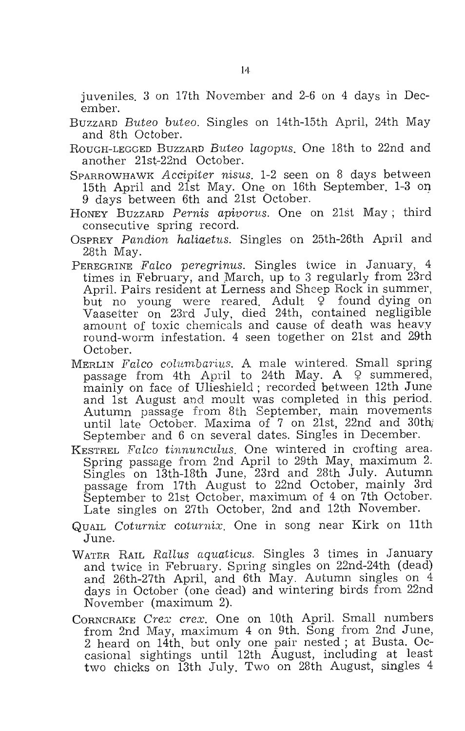juveniles. 3 on 17th November and 2-6 on 4 days in December.

BUZZARD *Buteo buteo*. Singles on 14th-15th April, 24th May and 8th October.

ROUGH-LEGGED BUZZARD *Buteo lagopus*. One 18th to 22nd and another 21st-22nd October.

SPARROWHAWK *Accipiter nisus*. 1-2 seen on 8 days between 15th April and 21st May. One on 16th September. 1-3 on 9 days between 6th and 21st October.

HONEY BUZZARD *Pernis apivorus*. One on 21st May; third consecutive spring record.

OSPREY *Pandion haliaetus*. Singles on 25th-26th April and 28th May.

PEREGRINE *Falco peregrinus*. Singles twice in January, 4 times in February, and March, up to 3 regularly from 23rd April. Pairs resident at Lerness and Sheep Rock in summer, but no young were reared. Adult ♀ found dying on Vaasetter on 23rd July, died 24th, contained negligible amount of toxic chemicals and cause of death was heavy round-worm infestation. 4 seen together on 21st and 29th October.

MERLIN *Falco columbarius*. A male wintered. Small spring passage from 4th April to 24th May. A ♀ summered, mainly on face of Ulieshield; recorded between 12th June and 1st August and moult was completed in this period. Autumn passage from 8th September, main movements until late October. Maxima of 7 on 21st, 22nd and 30th September and 6 on several dates. Singles in December.

KESTREL *Falco tinnunculus*. One wintered in crofting area. Spring passage from 2nd April to 29th May, maximum 2. Singles on 13th-18th June, 23rd and 28th July. Autumn passage from 17th August to 22nd October, mainly 3rd September to 21st October, maximum of 4 on 7th October. Late singles on 27th October, 2nd and 12th November.

QUAIL *Coturnix coturnix*. One in song near Kirk on 11th June.

WATER RAIL *Rallus aquaticus*. Singles 3 times in January and twice in February. Spring singles on 22nd-24th (dead) and 26th-27th April, and 6th May. Autumn singles on 4 days in October (one dead) and wintering birds from 22nd November (maximum 2).

CORNCRAKE *Crex crex*. One on 10th April. Small numbers from 2nd May, maximum 4 on 9th. Song from 2nd June, 2 heard on 14th, but only one pair nested; at Busta. Occasional sightings until 12th August, including at least two chicks on 13th July. Two on 28th August, singles 4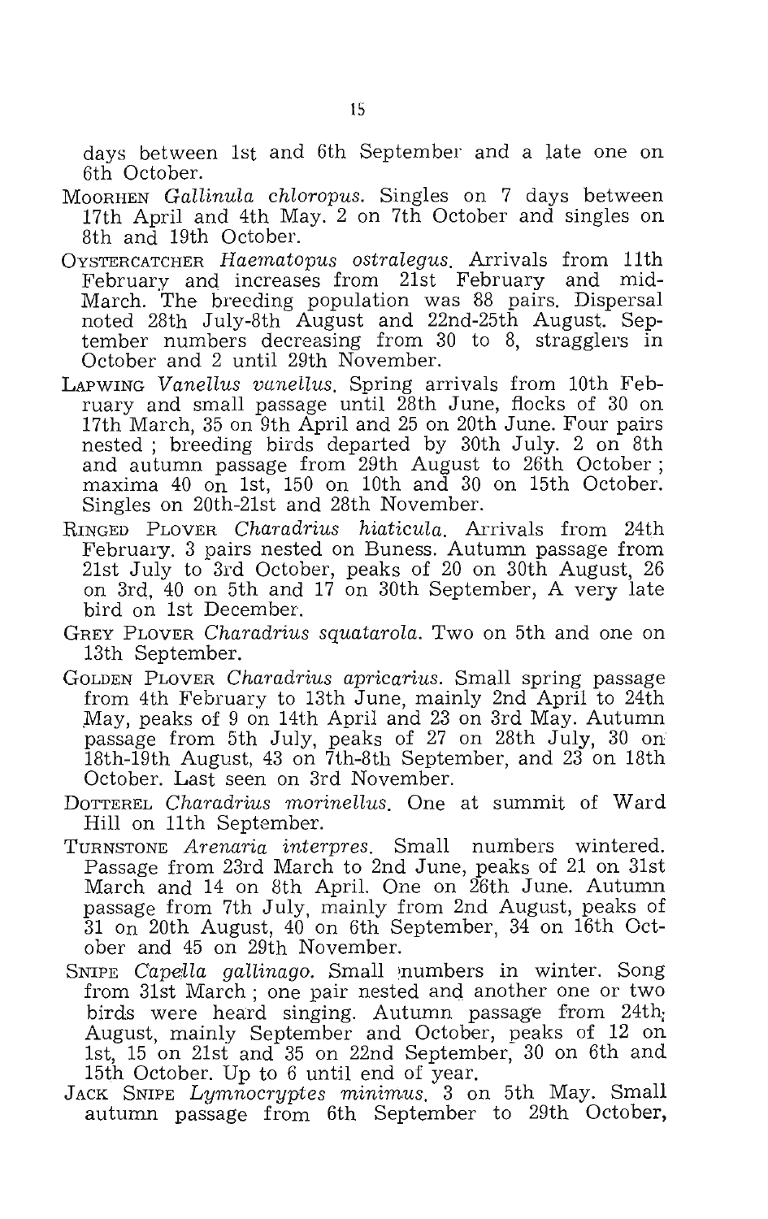days between 1st and 6th September and a late one on 6th October.

MOORHEN *Gallinula chloropus*. Singles on 7 days between 17th April and 4th May. 2 on 7th October and singles on 8th and 19th October.

OYSTERCATCHER *Haematopus ostralegus*. Arrivals from 11th February and increases from 21st February and mid-March. The breeding population was 88 pairs. Dispersal noted 28th July-8th August and 22nd-25th August. September numbers decreasing from 30 to 8, stragglers in October and 2 until 29th November.

LAPWING *Vanellus vanellus*. Spring arrivals from 10th February and small passage until 28th June, flocks of 30 on 17th March, 35 on 9th April and 25 on 20th June. Four pairs nested ; breeding birds departed by 30th July. 2 on 8th and autumn passage from 29th August to 26th October ; maxima 40 on 1st, 150 on 10th and 30 on 15th October. Singles on 20th-21st and 28th November.

RINGED PLOVER *Charadrius hiaticula*. Arrivals from 24th February. 3 pairs nested on Buness. Autumn passage from 21st July to 3rd October, peaks of 20 on 30th August, 26 on 3rd, 40 on 5th and 17 on 30th September, A very late bird on 1st December.

GREY PLOVER *Charadrius squatarola*. Two on 5th and one on 13th September.

GOLDEN PLOVER *Charadrius apricarius*. Small spring passage from 4th February to 13th June, mainly 2nd April to 24th May, peaks of 9 on 14th April and 23 on 3rd May. Autumn passage from 5th July, peaks of 27 on 28th July, 30 on 18th-19th August, 43 on 7th-8th September, and 23 on 18th October. Last seen on 3rd November.

DOTTEREL *Charadrius morinellus*. One at summit of Ward Hill on 11th September.

TURNSTONE *Arenaria interpres*. Small numbers wintered. Passage from 23rd March to 2nd June, peaks of 21 on 31st March and 14 on 8th April. One on 26th June. Autumn passage from 7th July, mainly from 2nd August, peaks of 31 on 20th August, 40 on 6th September, 34 on 16th October and 45 on 29th November.

SNIPE *Capella gallinago*. Small numbers in winter. Song from 31st March ; one pair nested and another one or two birds were heard singing. Autumn passage from 24th August, mainly September and October, peaks of 12 on 1st, 15 on 21st and 35 on 22nd September, 30 on 6th and 15th October. Up to 6 until end of year.

JACK SNIPE *Lymnocryptes minimus*. 3 on 5th May. Small autumn passage from 6th September to 29th October,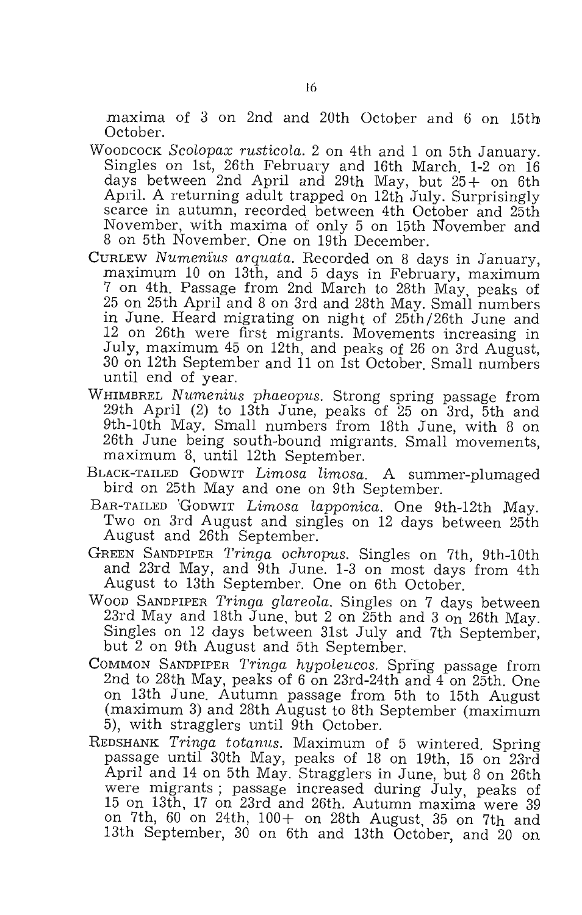maxima of 3 on 2nd and 20th October and 6 on 15th October.

WOODCOCK *Scolopax rusticola*. 2 on 4th and 1 on 5th January. Singles on 1st, 26th February and 16th March, 1-2 on 16 days between 2nd April and 29th May, but 25+ on 6th April. A returning adult trapped on 12th July. Surprisingly scarce in autumn, recorded between 4th October and 25th November, with maxima of only 5 on 15th November and 8 on 5th November. One on 19th December.

CURLEW *Numenius arquata*. Recorded on 8 days in January, maximum 10 on 13th, and 5 days in February, maximum 7 on 4th. Passage from 2nd March to 28th May, peaks of 25 on 25th April and 8 on 3rd and 28th May. Small numbers in June. Heard migrating on night of 25th/26th June and 12 on 26th were first migrants. Movements increasing in July, maximum 45 on 12th, and peaks of 26 on 3rd August, 30 on 12th September and 11 on 1st October. Small numbers until end of year.

WHIMBREL *Numenius phaeopus*. Strong spring passage from 29th April (2) to 13th June, peaks of 25 on 3rd, 5th and 9th-10th May. Small numbers from 18th June, with 8 on 26th June being south-bound migrants. Small movements, maximum 8, until 12th September.

BLACK-TAILED GODWIT *Limosa limosa*. A summer-plumaged bird on 25th May and one on 9th September.

BAR-TAILED GODWIT *Limosa lapponica*. One 9th-12th May. Two on 3rd August and singles on 12 days between 25th August and 26th September.

GREEN SANDPIPER *Tringa ochropus*. Singles on 7th, 9th-10th and 23rd May, and 9th June. 1-3 on most days from 4th August to 13th September. One on 6th October.

WOOD SANDPIPER *Tringa glareola*. Singles on 7 days between 23rd May and 18th June, but 2 on 25th and 3 on 26th May. Singles on 12 days between 31st July and 7th September, but 2 on 9th August and 5th September.

COMMON SANDPIPER *Tringa hypoleucos*. Spring passage from 2nd to 28th May, peaks of 6 on 23rd-24th and 4 on 25th. One on 13th June. Autumn passage from 5th to 15th August (maximum 3) and 28th August to 8th September (maximum 5), with stragglers until 9th October.

REDSHANK *Tringa totanus*. Maximum of 5 wintered. Spring passage until 30th May, peaks of 18 on 19th, 15 on 23rd April and 14 on 5th May. Stragglers in June, but 8 on 26th were migrants; passage increased during July, peaks of 15 on 13th, 17 on 23rd and 26th. Autumn maxima were 39 on 7th, 60 on 24th, 100+ on 28th August, 35 on 7th and 13th September, 30 on 6th and 13th October, and 20 on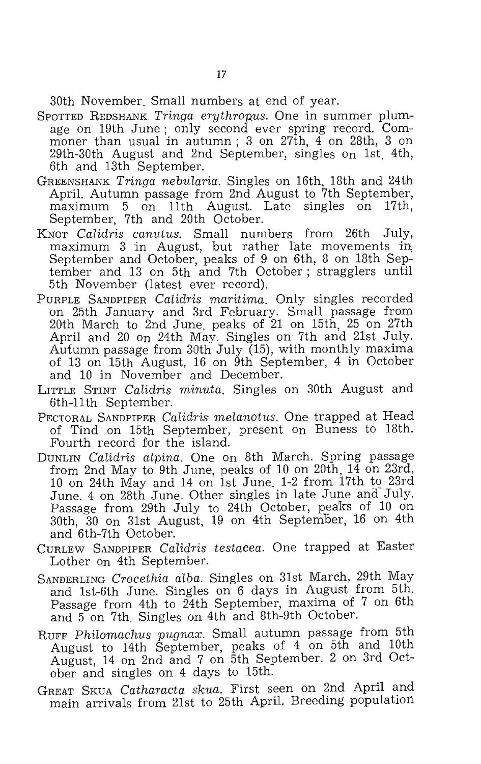30th November. Small numbers at end of year.

SPOTTED REDSHANK *Tringa erythropus*. One in summer plumage on 19th June; only second ever spring record. Commoner than usual in autumn; 3 on 27th, 4 on 28th, 3 on 29th-30th August and 2nd September, singles on 1st, 4th, 6th and 13th September.

GREENSHANK *Tringa nebularia*. Singles on 16th, 18th and 24th April. Autumn passage from 2nd August to 7th September, maximum 5 on 11th August. Late singles on 17th, September, 7th and 20th October.

KNOT *Calidris canutus*. Small numbers from 26th July, maximum 3 in August, but rather late movements in September and October, peaks of 9 on 6th, 8 on 18th September and 13 on 5th and 7th October; stragglers until 5th November (latest ever record).

PURPLE SANDPIPER *Calidris maritima*. Only singles recorded on 25th January and 3rd February. Small passage from 20th March to 2nd June, peaks of 21 on 15th, 25 on 27th April and 20 on 24th May. Singles on 7th and 21st July. Autumn passage from 30th July (15), with monthly maxima of 13 on 15th August, 16 on 9th September, 4 in October and 10 in November and December.

LITTLE STINT *Calidris minuta*. Singles on 30th August and 6th-11th September.

PECTORAL SANDPIPER *Calidris melanotus*. One trapped at Head of Tind on 15th September, present on Buness to 18th. Fourth record for the island.

DUNLIN *Calidris alpina*. One on 8th March. Spring passage from 2nd May to 9th June, peaks of 10 on 20th, 14 on 23rd, 10 on 24th May and 14 on 1st June. 1-2 from 17th to 23rd June. 4 on 28th June. Other singles in late June and July. Passage from 29th July to 24th October, peaks of 10 on 30th, 30 on 31st August, 19 on 4th September, 16 on 4th and 6th-7th October.

CURLEW SANDPIPER *Calidris testacea*. One trapped at Easter Lother on 4th September.

SANDERLING *Crocethia alba*. Singles on 31st March, 29th May and 1st-6th June. Singles on 6 days in August from 5th. Passage from 4th to 24th September, maxima of 7 on 6th and 5 on 7th. Singles on 4th and 8th-9th October.

RUFF *Philomachus pugnax*. Small autumn passage from 5th August to 14th September, peaks of 4 on 5th and 10th August, 14 on 2nd and 7 on 5th September. 2 on 3rd October and singles on 4 days to 15th.

GREAT SKUA *Catharacta skua*. First seen on 2nd April and main arrivals from 21st to 25th April. Breeding population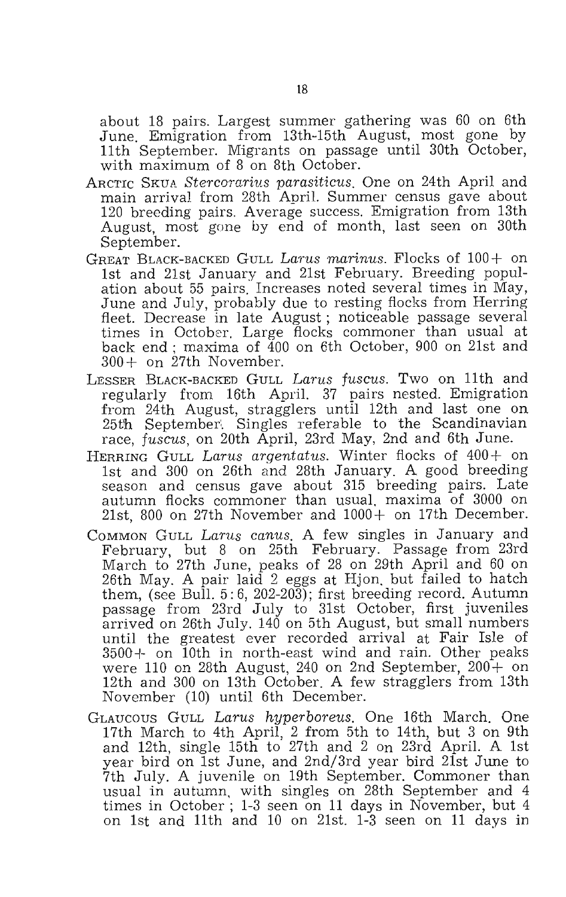about 18 pairs. Largest summer gathering was 60 on 6th June. Emigration from 13th-15th August, most gone by 11th September. Migrants on passage until 30th October, with maximum of 8 on 8th October.

ARCTIC SKUA *Stercorarius parasiticus*. One on 24th April and main arrival from 28th April. Summer census gave about 120 breeding pairs. Average success. Emigration from 13th August, most gone by end of month, last seen on 30th September.

GREAT BLACK-BACKED GULL *Larus marinus*. Flocks of 100+ on 1st and 21st January and 21st February. Breeding population about 55 pairs. Increases noted several times in May, June and July, probably due to resting flocks from Herring fleet. Decrease in late August; noticeable passage several times in October. Large flocks commoner than usual at back end; maxima of 400 on 6th October, 900 on 21st and 300+ on 27th November.

LESSER BLACK-BACKED GULL *Larus fuscus*. Two on 11th and regularly from 16th April. 37 pairs nested. Emigration from 24th August, stragglers until 12th and last one on 25th September. Singles referable to the Scandinavian race, *fuscus*, on 20th April, 23rd May, 2nd and 6th June.

HERRING GULL *Larus argentatus*. Winter flocks of 400+ on 1st and 300 on 26th and 28th January. A good breeding season and census gave about 315 breeding pairs. Late autumn flocks commoner than usual, maxima of 3000 on 21st, 800 on 27th November and 1000+ on 17th December.

COMMON GULL *Larus canus*. A few singles in January and February, but 8 on 25th February. Passage from 23rd March to 27th June, peaks of 28 on 29th April and 60 on 26th May. A pair laid 2 eggs at Hjon, but failed to hatch them, (see Bull. 5:6, 202-203); first breeding record. Autumn passage from 23rd July to 31st October, first juveniles arrived on 26th July. 140 on 5th August, but small numbers until the greatest ever recorded arrival at Fair Isle of 3500+ on 10th in north-east wind and rain. Other peaks were 110 on 28th August, 240 on 2nd September, 200+ on 12th and 300 on 13th October. A few stragglers from 13th November (10) until 6th December.

GLAUCOUS GULL *Larus hyperboreus*. One 16th March. One 17th March to 4th April, 2 from 5th to 14th, but 3 on 9th and 12th, single 15th to 27th and 2 on 23rd April. A 1st year bird on 1st June, and 2nd/3rd year bird 21st June to 7th July. A juvenile on 19th September. Commoner than usual in autumn, with singles on 28th September and 4 times in October; 1-3 seen on 11 days in November, but 4 on 1st and 11th and 10 on 21st. 1-3 seen on 11 days in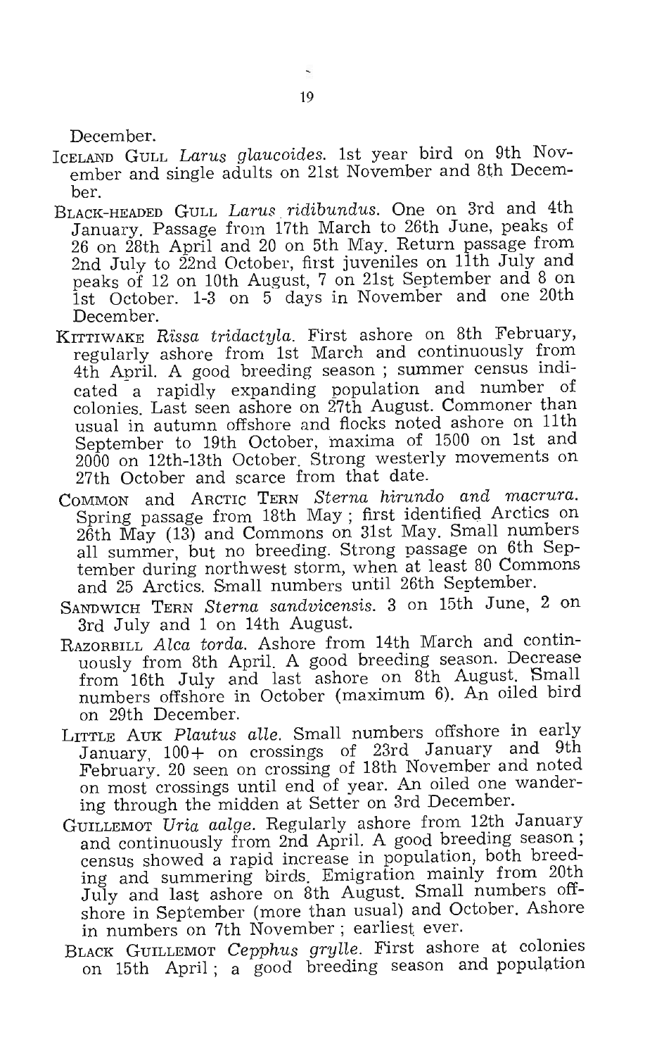December.

ICELAND GULL *Larus glaucoides*. 1st year bird on 9th November and single adults on 21st November and 8th December.

BLACK-HEADED GULL *Larus ridibundus*. One on 3rd and 4th January. Passage from 17th March to 26th June, peaks of 26 on 28th April and 20 on 5th May. Return passage from 2nd July to 22nd October, first juveniles on 11th July and peaks of 12 on 10th August, 7 on 21st September and 8 on 1st October. 1-3 on 5 days in November and one 20th December.

KITTIWAKE *Rissa tridactyla*. First ashore on 8th February, regularly ashore from 1st March and continuously from 4th April. A good breeding season ; summer census indicated a rapidly expanding population and number of colonies. Last seen ashore on 27th August. Commoner than usual in autumn offshore and flocks noted ashore on 11th September to 19th October, maxima of 1500 on 1st and 2000 on 12th-13th October. Strong westerly movements on 27th October and scarce from that date.

COMMON and ARCTIC TERN *Sterna hirundo and macrura*. Spring passage from 18th May ; first identified Arctics on 26th May (13) and Commons on 31st May. Small numbers all summer, but no breeding. Strong passage on 6th September during northwest storm, when at least 80 Commons and 25 Arctics. Small numbers until 26th September.

SANDWICH TERN *Sterna sandvicensis*. 3 on 15th June, 2 on 3rd July and 1 on 14th August.

RAZORBILL *Alca torda*. Ashore from 14th March and continuously from 8th April. A good breeding season. Decrease from 16th July and last ashore on 8th August. Small numbers offshore in October (maximum 6). An oiled bird on 29th December.

LITTLE AUK *Plautus alle*. Small numbers offshore in early January, 100+ on crossings of 23rd January and 9th February. 20 seen on crossing of 18th November and noted on most crossings until end of year. An oiled one wandering through the midden at Setter on 3rd December.

GUILLEMOT *Uria aalge*. Regularly ashore from 12th January and continuously from 2nd April. A good breeding season ; census showed a rapid increase in population, both breeding and summering birds. Emigration mainly from 20th July and last ashore on 8th August. Small numbers offshore in September (more than usual) and October. Ashore in numbers on 7th November ; earliest ever.

BLACK GUILLEMOT *Cepphus grylle*. First ashore at colonies on 15th April ; a good breeding season and population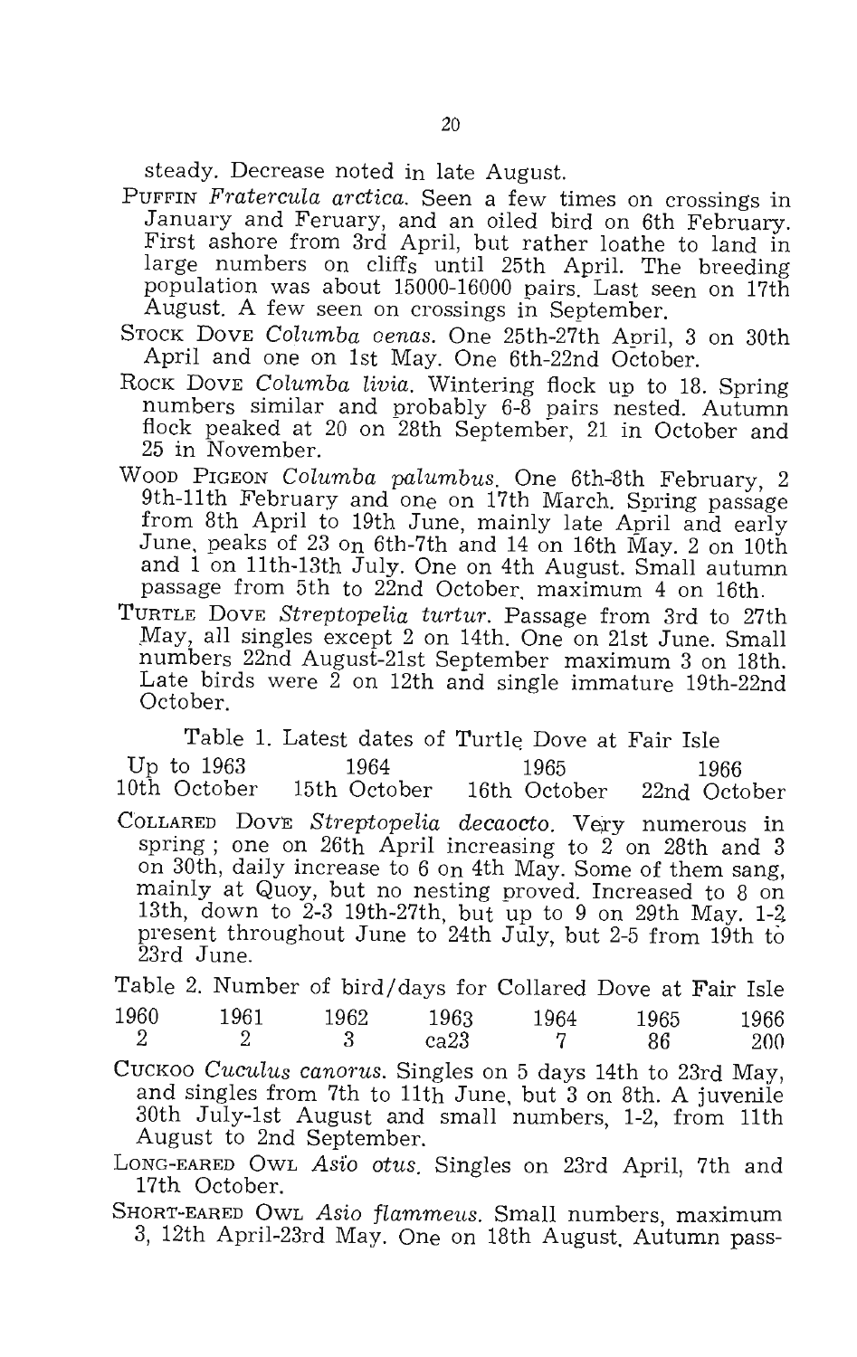steady. Decrease noted in late August.

PUFFIN *Fratercula arctica*. Seen a few times on crossings in January and Feruary, and an oiled bird on 6th February. First ashore from 3rd April, but rather loathe to land in large numbers on cliffs until 25th April. The breeding population was about 15000-16000 pairs. Last seen on 17th August. A few seen on crossings in September.

STOCK DOVE *Columba oenas*. One 25th-27th April, 3 on 30th April and one on 1st May. One 6th-22nd October.

ROCK DOVE *Columba livia*. Wintering flock up to 18. Spring numbers similar and probably 6-8 pairs nested. Autumn flock peaked at 20 on 28th September, 21 in October and 25 in November.

WOOD PIGEON *Columba palumbus*. One 6th-8th February, 2 9th-11th February and one on 17th March. Spring passage from 8th April to 19th June, mainly late April and early June, peaks of 23 on 6th-7th and 14 on 16th May. 2 on 10th and 1 on 11th-13th July. One on 4th August. Small autumn passage from 5th to 22nd October, maximum 4 on 16th.

TURTLE DOVE *Streptopelia turtur*. Passage from 3rd to 27th May, all singles except 2 on 14th. One on 21st June. Small numbers 22nd August-21st September maximum 3 on 18th. Late birds were 2 on 12th and single immature 19th-22nd October.

Table 1. Latest dates of Turtle Dove at Fair Isle

| Up to 1963 | 1964 | 1965 | 1966 |
|---|---|---|---|
| 10th October | 15th October | 16th October | 22nd October |

COLLARED DOVE *Streptopelia decaocto*. Very numerous in spring; one on 26th April increasing to 2 on 28th and 3 on 30th, daily increase to 6 on 4th May. Some of them sang, mainly at Quoy, but no nesting proved. Increased to 8 on 13th, down to 2-3 19th-27th, but up to 9 on 29th May. 1-2 present throughout June to 24th July, but 2-5 from 19th to 23rd June.

Table 2. Number of bird/days for Collared Dove at Fair Isle

| 1960 | 1961 | 1962 | 1963 | 1964 | 1965 | 1966 |
|---|---|---|---|---|---|---|
| 2 | 2 | 3 | ca23 | 7 | 86 | 200 |

CUCKOO *Cuculus canorus*. Singles on 5 days 14th to 23rd May, and singles from 7th to 11th June, but 3 on 8th. A juvenile 30th July-1st August and small numbers, 1-2, from 11th August to 2nd September.

LONG-EARED OWL *Asio otus*. Singles on 23rd April, 7th and 17th October.

SHORT-EARED OWL *Asio flammeus*. Small numbers, maximum 3, 12th April-23rd May. One on 18th August. Autumn pass-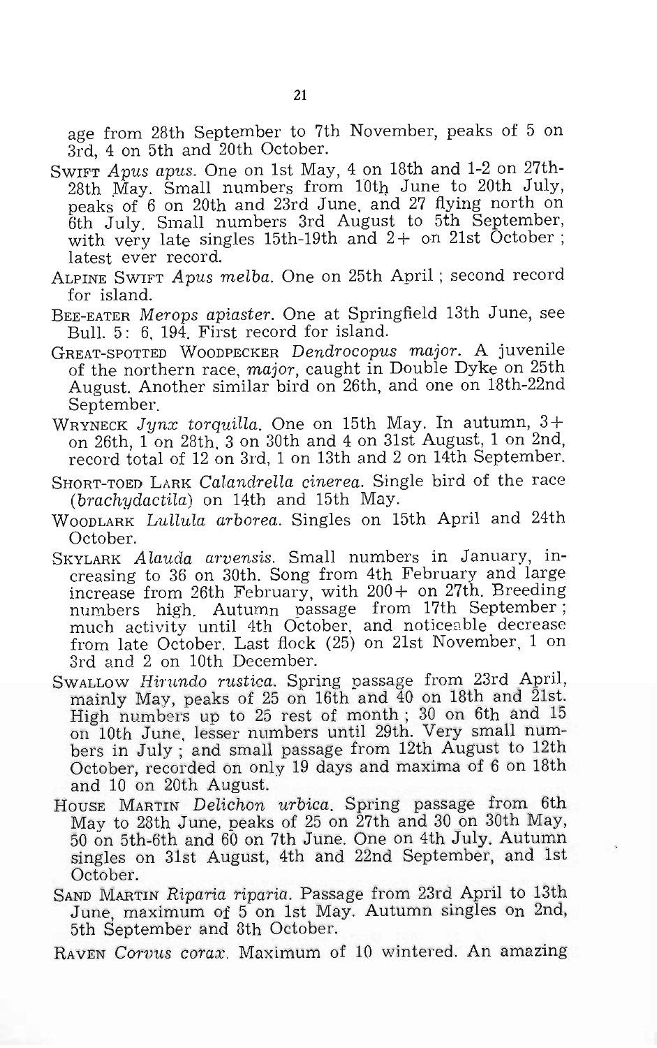age from 28th September to 7th November, peaks of 5 on 3rd, 4 on 5th and 20th October.

SWIFT *Apus apus*. One on 1st May, 4 on 18th and 1-2 on 27th-28th May. Small numbers from 10th June to 20th July, peaks of 6 on 20th and 23rd June, and 27 flying north on 6th July. Small numbers 3rd August to 5th September, with very late singles 15th-19th and 2+ on 21st October; latest ever record.

ALPINE SWIFT *Apus melba*. One on 25th April; second record for island.

BEE-EATER *Merops apiaster*. One at Springfield 13th June, see Bull. 5: 6, 194. First record for island.

GREAT-SPOTTED WOODPECKER *Dendrocopus major*. A juvenile of the northern race, *major*, caught in Double Dyke on 25th August. Another similar bird on 26th, and one on 18th-22nd September.

WRYNECK *Jynx torquilla*. One on 15th May. In autumn, 3+ on 26th, 1 on 28th, 3 on 30th and 4 on 31st August, 1 on 2nd, record total of 12 on 3rd, 1 on 13th and 2 on 14th September.

SHORT-TOED LARK *Calandrella cinerea*. Single bird of the race (*brachydactila*) on 14th and 15th May.

WOODLARK *Lullula arborea*. Singles on 15th April and 24th October.

SKYLARK *Alauda arvensis*. Small numbers in January, increasing to 36 on 30th. Song from 4th February and large increase from 26th February, with 200+ on 27th. Breeding numbers high. Autumn passage from 17th September; much activity until 4th October, and noticeable decrease from late October. Last flock (25) on 21st November, 1 on 3rd and 2 on 10th December.

SWALLOW *Hirundo rustica*. Spring passage from 23rd April, mainly May, peaks of 25 on 16th and 40 on 18th and 21st. High numbers up to 25 rest of month; 30 on 6th and 15 on 10th June, lesser numbers until 29th. Very small numbers in July; and small passage from 12th August to 12th October, recorded on only 19 days and maxima of 6 on 18th and 10 on 20th August.

HOUSE MARTIN *Delichon urbica*. Spring passage from 6th May to 28th June, peaks of 25 on 27th and 30 on 30th May, 50 on 5th-6th and 60 on 7th June. One on 4th July. Autumn singles on 31st August, 4th and 22nd September, and 1st October.

SAND MARTIN *Riparia riparia*. Passage from 23rd April to 13th June, maximum of 5 on 1st May. Autumn singles on 2nd, 5th September and 8th October.

RAVEN *Corvus corax*. Maximum of 10 wintered. An amazing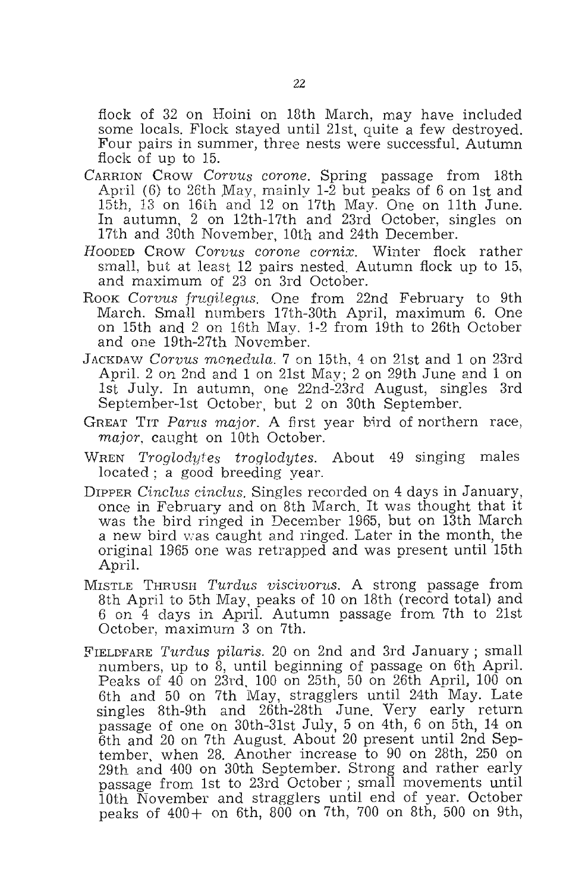flock of 32 on Hoini on 18th March, may have included some locals. Flock stayed until 21st, quite a few destroyed. Four pairs in summer, three nests were successful. Autumn flock of up to 15.

CARRION CROW *Corvus corone*. Spring passage from 18th April (6) to 26th May, mainly 1-2 but peaks of 6 on 1st and 15th, 13 on 16th and 12 on 17th May. One on 11th June. In autumn, 2 on 12th-17th and 23rd October, singles on 17th and 30th November, 10th and 24th December.

HOODED CROW *Corvus corone cornix*. Winter flock rather small, but at least 12 pairs nested. Autumn flock up to 15, and maximum of 23 on 3rd October.

ROOK *Corvus frugilegus*. One from 22nd February to 9th March. Small numbers 17th-30th April, maximum 6. One on 15th and 2 on 16th May. 1-2 from 19th to 26th October and one 19th-27th November.

JACKDAW *Corvus monedula*. 7 on 15th, 4 on 21st and 1 on 23rd April. 2 on 2nd and 1 on 21st May; 2 on 29th June and 1 on 1st July. In autumn, one 22nd-23rd August, singles 3rd September-1st October, but 2 on 30th September.

GREAT TIT *Parus major*. A first year bird of northern race, *major*, caught on 10th October.

WREN *Troglodytes troglodytes*. About 49 singing males located ; a good breeding year.

DIPPER *Cinclus cinclus*. Singles recorded on 4 days in January, once in February and on 8th March. It was thought that it was the bird ringed in December 1965, but on 13th March a new bird was caught and ringed. Later in the month, the original 1965 one was retrapped and was present until 15th April.

MISTLE THRUSH *Turdus viscivorus*. A strong passage from 8th April to 5th May, peaks of 10 on 18th (record total) and 6 on 4 days in April. Autumn passage from 7th to 21st October, maximum 3 on 7th.

FIELDFARE *Turdus pilaris*. 20 on 2nd and 3rd January ; small numbers, up to 8, until beginning of passage on 6th April. Peaks of 40 on 23rd, 100 on 25th, 50 on 26th April, 100 on 6th and 50 on 7th May, stragglers until 24th May. Late singles 8th-9th and 26th-28th June. Very early return passage of one on 30th-31st July, 5 on 4th, 6 on 5th, 14 on 6th and 20 on 7th August. About 20 present until 2nd September, when 28. Another increase to 90 on 28th, 250 on 29th and 400 on 30th September. Strong and rather early passage from 1st to 23rd October ; small movements until 10th November and stragglers until end of year. October peaks of 400+ on 6th, 800 on 7th, 700 on 8th, 500 on 9th,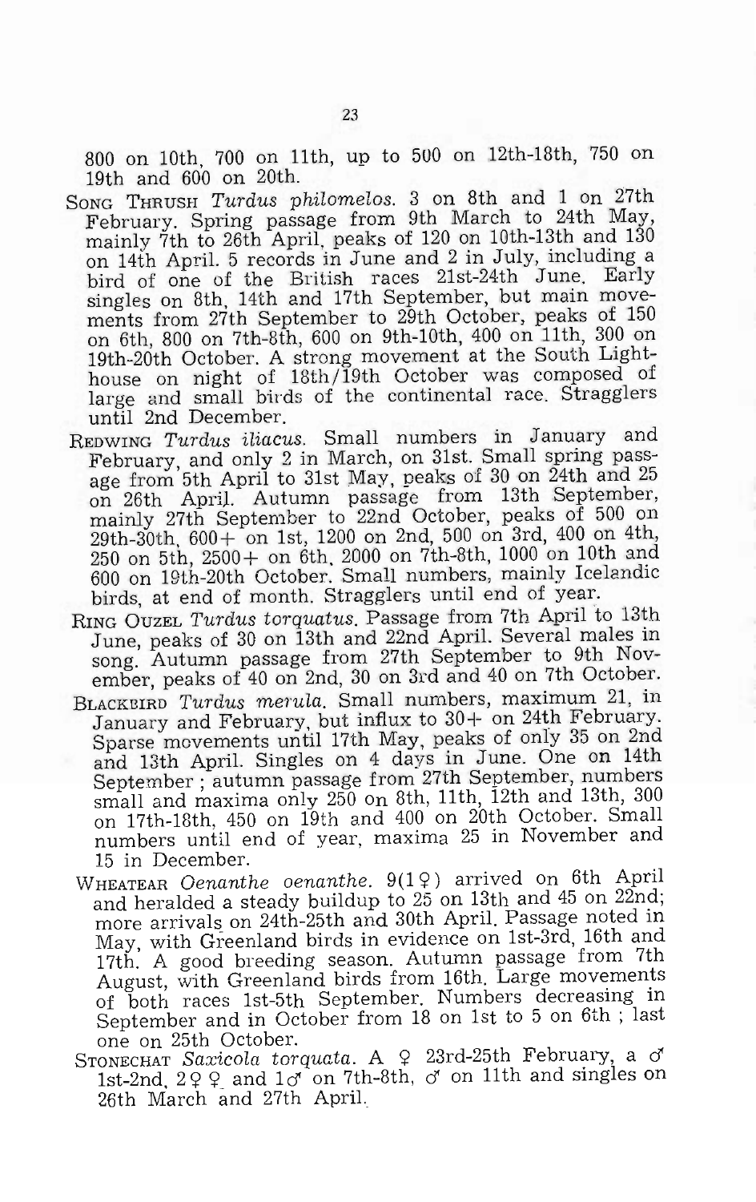800 on 10th, 700 on 11th, up to 500 on 12th-18th, 750 on 19th and 600 on 20th.

SONG THRUSH *Turdus philomelos*. 3 on 8th and 1 on 27th February. Spring passage from 9th March to 24th May, mainly 7th to 26th April, peaks of 120 on 10th-13th and 130 on 14th April. 5 records in June and 2 in July, including a bird of one of the British races 21st-24th June. Early singles on 8th, 14th and 17th September, but main movements from 27th September to 29th October, peaks of 150 on 6th, 800 on 7th-8th, 600 on 9th-10th, 400 on 11th, 300 on 19th-20th October. A strong movement at the South Lighthouse on night of 18th/19th October was composed of large and small birds of the continental race. Stragglers until 2nd December.

REDWING *Turdus iliacus*. Small numbers in January and February, and only 2 in March, on 31st. Small spring passage from 5th April to 31st May, peaks of 30 on 24th and 25 on 26th April. Autumn passage from 13th September, mainly 27th September to 22nd October, peaks of 500 on 29th-30th, 600+ on 1st, 1200 on 2nd, 500 on 3rd, 400 on 4th, 250 on 5th, 2500+ on 6th, 2000 on 7th-8th, 1000 on 10th and 600 on 19th-20th October. Small numbers, mainly Icelandic birds, at end of month. Stragglers until end of year.

RING OUZEL *Turdus torquatus*. Passage from 7th April to 13th June, peaks of 30 on 13th and 22nd April. Several males in song. Autumn passage from 27th September to 9th November, peaks of 40 on 2nd, 30 on 3rd and 40 on 7th October.

BLACKBIRD *Turdus merula*. Small numbers, maximum 21, in January and February, but influx to 30+ on 24th February. Sparse movements until 17th May, peaks of only 35 on 2nd and 13th April. Singles on 4 days in June. One on 14th September; autumn passage from 27th September, numbers small and maxima only 250 on 8th, 11th, 12th and 13th, 300 on 17th-18th, 450 on 19th and 400 on 20th October. Small numbers until end of year, maxima 25 in November and 15 in December.

WHEATEAR *Oenanthe oenanthe*. 9(1♀) arrived on 6th April and heralded a steady buildup to 25 on 13th and 45 on 22nd; more arrivals on 24th-25th and 30th April. Passage noted in May, with Greenland birds in evidence on 1st-3rd, 16th and 17th. A good breeding season. Autumn passage from 7th August, with Greenland birds from 16th. Large movements of both races 1st-5th September. Numbers decreasing in September and in October from 18 on 1st to 5 on 6th; last one on 25th October.

STONECHAT *Saxicola torquata*. A ♀ 23rd-25th February, a ♂ 1st-2nd, 2♀♀ and 1♂ on 7th-8th, ♂ on 11th and singles on 26th March and 27th April.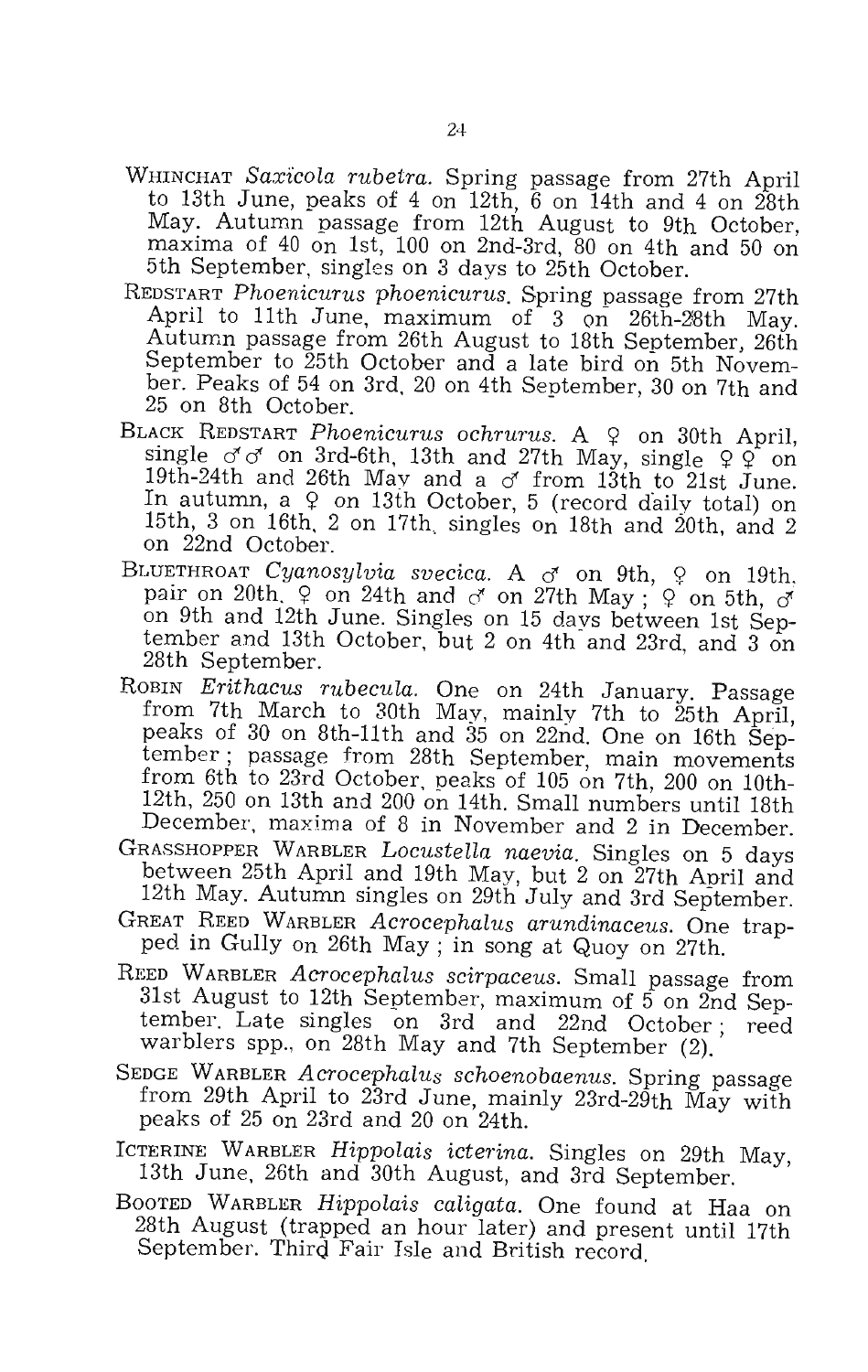WHINCHAT *Saxicola rubetra*. Spring passage from 27th April to 13th June, peaks of 4 on 12th, 6 on 14th and 4 on 28th May. Autumn passage from 12th August to 9th October, maxima of 40 on 1st, 100 on 2nd-3rd, 80 on 4th and 50 on 5th September, singles on 3 days to 25th October.

REDSTART *Phoenicurus phoenicurus*. Spring passage from 27th April to 11th June, maximum of 3 on 26th-28th May. Autumn passage from 26th August to 18th September, 26th September to 25th October and a late bird on 5th November. Peaks of 54 on 3rd, 20 on 4th September, 30 on 7th and 25 on 8th October.

BLACK REDSTART *Phoenicurus ochrurus*. A ♀ on 30th April, single ♂♂ on 3rd-6th, 13th and 27th May, single ♀♀ on 19th-24th and 26th May and a ♂ from 13th to 21st June. In autumn, a ♀ on 13th October, 5 (record daily total) on 15th, 3 on 16th, 2 on 17th, singles on 18th and 20th, and 2 on 22nd October.

BLUETHROAT *Cyanosylvia svecica*. A ♂ on 9th, ♀ on 19th, pair on 20th, ♀ on 24th and ♂ on 27th May ; ♀ on 5th, ♂ on 9th and 12th June. Singles on 15 days between 1st September and 13th October, but 2 on 4th and 23rd, and 3 on 28th September.

ROBIN *Erithacus rubecula*. One on 24th January. Passage from 7th March to 30th May, mainly 7th to 25th April, peaks of 30 on 8th-11th and 35 on 22nd. One on 16th September ; passage from 28th September, main movements from 6th to 23rd October, peaks of 105 on 7th, 200 on 10th-12th, 250 on 13th and 200 on 14th. Small numbers until 18th December, maxima of 8 in November and 2 in December.

GRASSHOPPER WARBLER *Locustella naevia*. Singles on 5 days between 25th April and 19th May, but 2 on 27th April and 12th May. Autumn singles on 29th July and 3rd September.

GREAT REED WARBLER *Acrocephalus arundinaceus*. One trapped in Gully on 26th May ; in song at Quoy on 27th.

REED WARBLER *Acrocephalus scirpaceus*. Small passage from 31st August to 12th September, maximum of 5 on 2nd September. Late singles on 3rd and 22nd October ; reed warblers spp., on 28th May and 7th September (2).

SEDGE WARBLER *Acrocephalus schoenobaenus*. Spring passage from 29th April to 23rd June, mainly 23rd-29th May with peaks of 25 on 23rd and 20 on 24th.

ICTERINE WARBLER *Hippolais icterina*. Singles on 29th May, 13th June, 26th and 30th August, and 3rd September.

BOOTED WARBLER *Hippolais caligata*. One found at Haa on 28th August (trapped an hour later) and present until 17th September. Third Fair Isle and British record.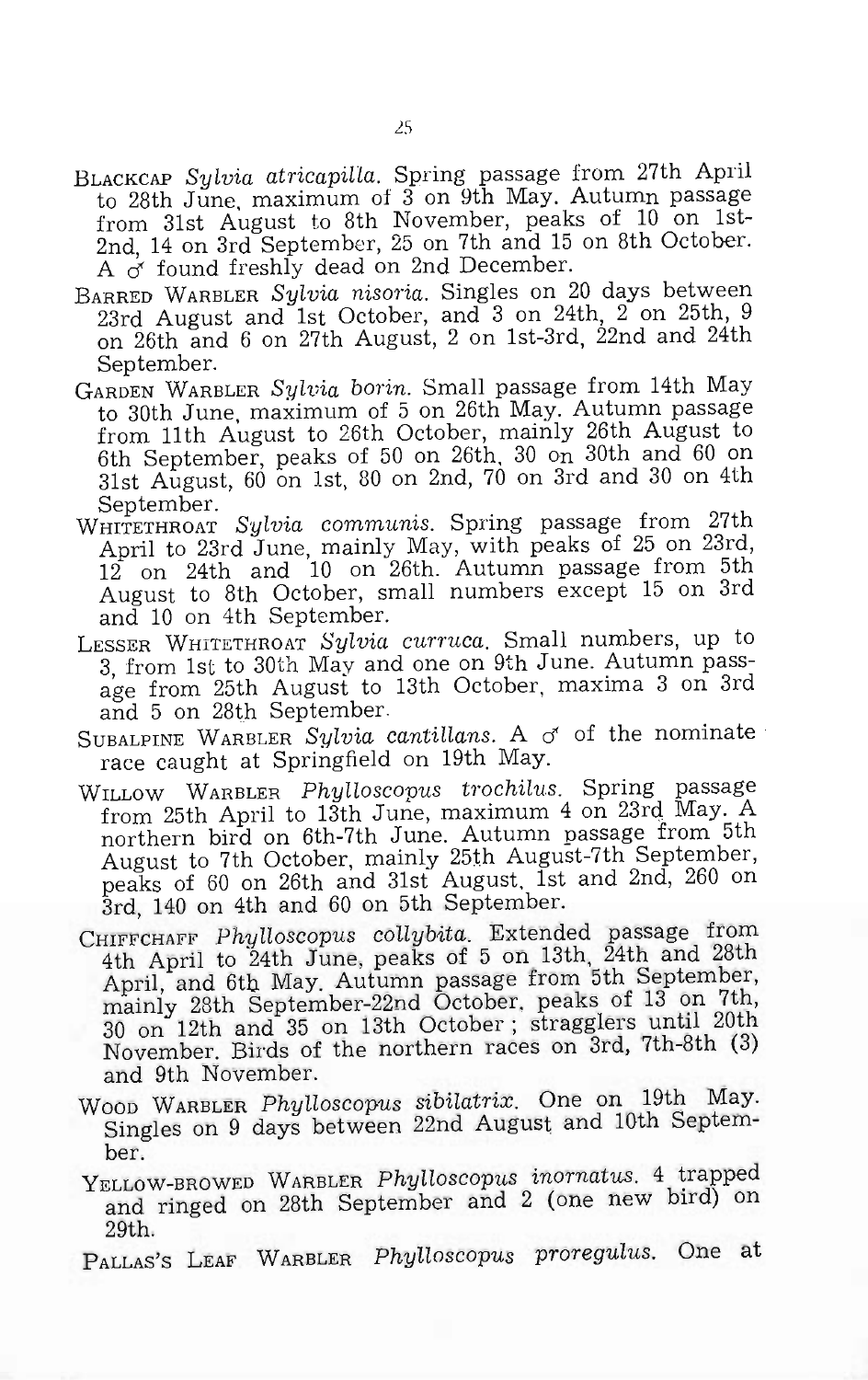BLACKCAP *Sylvia atricapilla*. Spring passage from 27th April to 28th June, maximum of 3 on 9th May. Autumn passage from 31st August to 8th November, peaks of 10 on 1st-2nd, 14 on 3rd September, 25 on 7th and 15 on 8th October. A ♂ found freshly dead on 2nd December.

BARRED WARBLER *Sylvia nisoria*. Singles on 20 days between 23rd August and 1st October, and 3 on 24th, 2 on 25th, 9 on 26th and 6 on 27th August, 2 on 1st-3rd, 22nd and 24th September.

GARDEN WARBLER *Sylvia borin*. Small passage from 14th May to 30th June, maximum of 5 on 26th May. Autumn passage from 11th August to 26th October, mainly 26th August to 6th September, peaks of 50 on 26th, 30 on 30th and 60 on 31st August, 60 on 1st, 80 on 2nd, 70 on 3rd and 30 on 4th September.

WHITETHROAT *Sylvia communis*. Spring passage from 27th April to 23rd June, mainly May, with peaks of 25 on 23rd, 12 on 24th and 10 on 26th. Autumn passage from 5th August to 8th October, small numbers except 15 on 3rd and 10 on 4th September.

LESSER WHITETHROAT *Sylvia curruca*. Small numbers, up to 3, from 1st to 30th May and one on 9th June. Autumn passage from 25th August to 13th October, maxima 3 on 3rd and 5 on 28th September.

SUBALPINE WARBLER *Sylvia cantillans*. A ♂ of the nominate race caught at Springfield on 19th May.

WILLOW WARBLER *Phylloscopus trochilus*. Spring passage from 25th April to 13th June, maximum 4 on 23rd May. A northern bird on 6th-7th June. Autumn passage from 5th August to 7th October, mainly 25th August-7th September, peaks of 60 on 26th and 31st August, 1st and 2nd, 260 on 3rd, 140 on 4th and 60 on 5th September.

CHIFFCHAFF *Phylloscopus collybita*. Extended passage from 4th April to 24th June, peaks of 5 on 13th, 24th and 28th April, and 6th May. Autumn passage from 5th September, mainly 28th September-22nd October, peaks of 13 on 7th, 30 on 12th and 35 on 13th October; stragglers until 20th November. Birds of the northern races on 3rd, 7th-8th (3) and 9th November.

WOOD WARBLER *Phylloscopus sibilatrix*. One on 19th May. Singles on 9 days between 22nd August and 10th September.

YELLOW-BROWED WARBLER *Phylloscopus inornatus*. 4 trapped and ringed on 28th September and 2 (one new bird) on 29th.

PALLAS'S LEAF WARBLER *Phylloscopus proregulus*. One at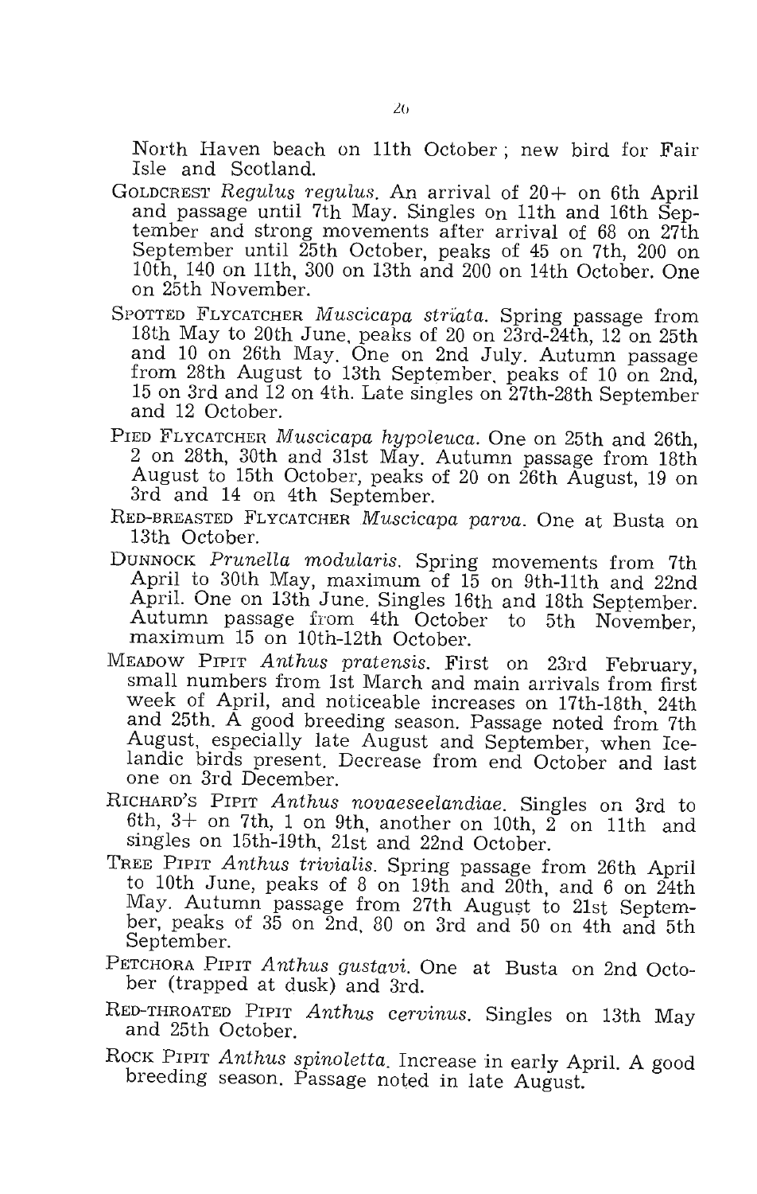North Haven beach on 11th October; new bird for Fair Isle and Scotland.

GOLDCREST *Regulus regulus*. An arrival of 20+ on 6th April and passage until 7th May. Singles on 11th and 16th September and strong movements after arrival of 68 on 27th September until 25th October, peaks of 45 on 7th, 200 on 10th, 140 on 11th, 300 on 13th and 200 on 14th October. One on 25th November.

SPOTTED FLYCATCHER *Muscicapa striata*. Spring passage from 18th May to 20th June, peaks of 20 on 23rd-24th, 12 on 25th and 10 on 26th May. One on 2nd July. Autumn passage from 28th August to 13th September, peaks of 10 on 2nd, 15 on 3rd and 12 on 4th. Late singles on 27th-28th September and 12 October.

PIED FLYCATCHER *Muscicapa hypoleuca*. One on 25th and 26th, 2 on 28th, 30th and 31st May. Autumn passage from 18th August to 15th October, peaks of 20 on 26th August, 19 on 3rd and 14 on 4th September.

RED-BREASTED FLYCATCHER *Muscicapa parva*. One at Busta on 13th October.

DUNNOCK *Prunella modularis*. Spring movements from 7th April to 30th May, maximum of 15 on 9th-11th and 22nd April. One on 13th June. Singles 16th and 18th September. Autumn passage from 4th October to 5th November, maximum 15 on 10th-12th October.

MEADOW PIPIT *Anthus pratensis*. First on 23rd February, small numbers from 1st March and main arrivals from first week of April, and noticeable increases on 17th-18th, 24th and 25th. A good breeding season. Passage noted from 7th August, especially late August and September, when Icelandic birds present. Decrease from end October and last one on 3rd December.

RICHARD'S PIPIT *Anthus novaeseelandiae*. Singles on 3rd to 6th, 3+ on 7th, 1 on 9th, another on 10th, 2 on 11th and singles on 15th-19th, 21st and 22nd October.

TREE PIPIT *Anthus trivialis*. Spring passage from 26th April to 10th June, peaks of 8 on 19th and 20th, and 6 on 24th May. Autumn passage from 27th August to 21st September, peaks of 35 on 2nd, 80 on 3rd and 50 on 4th and 5th September.

PETCHORA PIPIT *Anthus gustavi*. One at Busta on 2nd October (trapped at dusk) and 3rd.

RED-THROATED PIPIT *Anthus cervinus*. Singles on 13th May and 25th October.

ROCK PIPIT *Anthus spinoletta*. Increase in early April. A good breeding season. Passage noted in late August.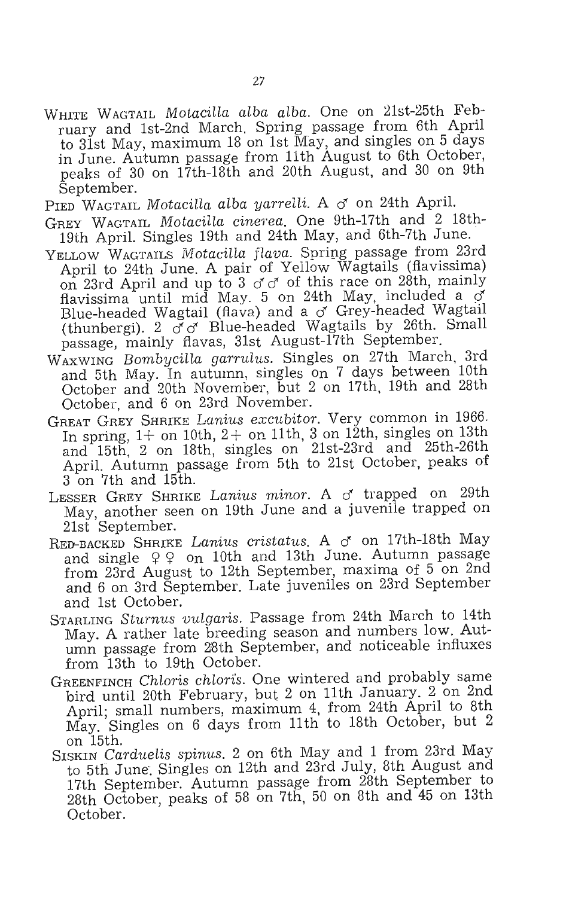WHITE WAGTAIL *Motacilla alba alba*. One on 21st-25th February and 1st-2nd March. Spring passage from 6th April to 31st May, maximum 18 on 1st May, and singles on 5 days in June. Autumn passage from 11th August to 6th October, peaks of 30 on 17th-18th and 20th August, and 30 on 9th September.

PIED WAGTAIL *Motacilla alba yarrelli*. A ♂ on 24th April.

GREY WAGTAIL *Motacilla cinerea*. One 9th-17th and 2 18th-19th April. Singles 19th and 24th May, and 6th-7th June.

YELLOW WAGTAILS *Motacilla flava*. Spring passage from 23rd April to 24th June. A pair of Yellow Wagtails (flavissima) on 23rd April and up to 3 ♂♂ of this race on 28th, mainly flavissima until mid May. 5 on 24th May, included a ♂ Blue-headed Wagtail (flava) and a ♂ Grey-headed Wagtail (thunbergi). 2 ♂♂ Blue-headed Wagtails by 26th. Small passage, mainly flavas, 31st August-17th September.

WAXWING *Bombycilla garrulus*. Singles on 27th March, 3rd and 5th May. In autumn, singles on 7 days between 10th October and 20th November, but 2 on 17th, 19th and 28th October, and 6 on 23rd November.

GREAT GREY SHRIKE *Lanius excubitor*. Very common in 1966. In spring, 1+ on 10th, 2+ on 11th, 3 on 12th, singles on 13th and 15th, 2 on 18th, singles on 21st-23rd and 25th-26th April. Autumn passage from 5th to 21st October, peaks of 3 on 7th and 15th.

LESSER GREY SHRIKE *Lanius minor*. A ♂ trapped on 29th May, another seen on 19th June and a juvenile trapped on 21st September.

RED-BACKED SHRIKE *Lanius cristatus*. A ♂ on 17th-18th May and single ♀♀ on 10th and 13th June. Autumn passage from 23rd August to 12th September, maxima of 5 on 2nd and 6 on 3rd September. Late juveniles on 23rd September and 1st October.

STARLING *Sturnus vulgaris*. Passage from 24th March to 14th May. A rather late breeding season and numbers low. Autumn passage from 28th September, and noticeable influxes from 13th to 19th October.

GREENFINCH *Chloris chloris*. One wintered and probably same bird until 20th February, but 2 on 11th January. 2 on 2nd April; small numbers, maximum 4, from 24th April to 8th May. Singles on 6 days from 11th to 18th October, but 2 on 15th.

SISKIN *Carduelis spinus*. 2 on 6th May and 1 from 23rd May to 5th June. Singles on 12th and 23rd July, 8th August and 17th September. Autumn passage from 28th September to 28th October, peaks of 58 on 7th, 50 on 8th and 45 on 13th October.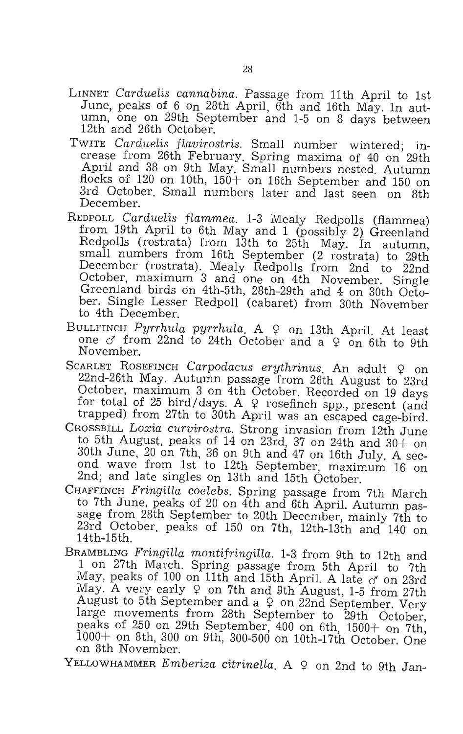LINNET *Carduelis cannabina*. Passage from 11th April to 1st June, peaks of 6 on 28th April, 6th and 16th May. In autumn, one on 29th September and 1-5 on 8 days between 12th and 26th October.

TWITE *Carduelis flavirostris*. Small number wintered; increase from 26th February. Spring maxima of 40 on 29th April and 38 on 9th May. Small numbers nested. Autumn flocks of 120 on 10th, 150+ on 16th September and 150 on 3rd October. Small numbers later and last seen on 8th December.

REDPOLL *Carduelis flammea*. 1-3 Mealy Redpolls (flammea) from 19th April to 6th May and 1 (possibly 2) Greenland Redpolls (rostrata) from 13th to 25th May. In autumn, small numbers from 16th September (2 rostrata) to 29th December (rostrata). Mealy Redpolls from 2nd to 22nd October, maximum 3 and one on 4th November. Single Greenland birds on 4th-5th, 28th-29th and 4 on 30th October. Single Lesser Redpoll (cabaret) from 30th November to 4th December.

BULLFINCH *Pyrrhula pyrrhula*. A ♀ on 13th April. At least one ♂ from 22nd to 24th October and a ♀ on 6th to 9th November.

SCARLET ROSEFINCH *Carpodacus erythrinus*. An adult ♀ on 22nd-26th May. Autumn passage from 26th August to 23rd October, maximum 3 on 4th October. Recorded on 19 days for total of 25 bird/days. A ♀ rosefinch spp., present (and trapped) from 27th to 30th April was an escaped cage-bird.

CROSSBILL *Loxia curvirostra*. Strong invasion from 12th June to 5th August, peaks of 14 on 23rd, 37 on 24th and 30+ on 30th June, 20 on 7th, 36 on 9th and 47 on 16th July. A second wave from 1st to 12th September, maximum 16 on 2nd; and late singles on 13th and 15th October.

CHAFFINCH *Fringilla coelebs*. Spring passage from 7th March to 7th June, peaks of 20 on 4th and 6th April. Autumn passage from 28th September to 20th December, mainly 7th to 23rd October, peaks of 150 on 7th, 12th-13th and 140 on 14th-15th.

BRAMBLING *Fringilla montifringilla*. 1-3 from 9th to 12th and 1 on 27th March. Spring passage from 5th April to 7th May, peaks of 100 on 11th and 15th April. A late ♂ on 23rd May. A very early ♀ on 7th and 9th August, 1-5 from 27th August to 5th September and a ♀ on 22nd September. Very large movements from 28th September to 29th October, peaks of 250 on 29th September, 400 on 6th, 1500+ on 7th, 1000+ on 8th, 300 on 9th, 300-500 on 10th-17th October. One on 8th November.

YELLOWHAMMER *Emberiza citrinella*. A ♀ on 2nd to 9th Jan-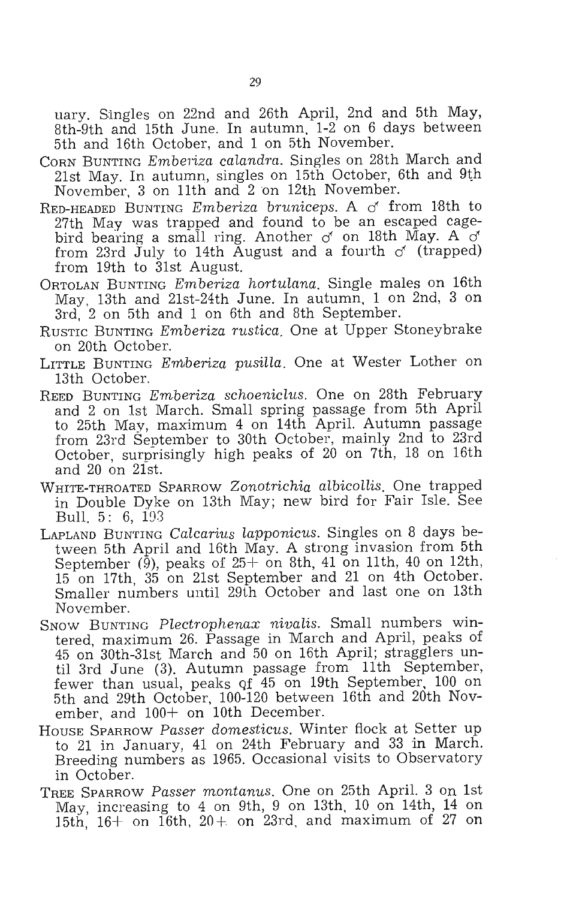uary. Singles on 22nd and 26th April, 2nd and 5th May, 8th-9th and 15th June. In autumn, 1-2 on 6 days between 5th and 16th October, and 1 on 5th November.

CORN BUNTING *Emberiza calandra*. Singles on 28th March and 21st May. In autumn, singles on 15th October, 6th and 9th November, 3 on 11th and 2 on 12th November.

RED-HEADED BUNTING *Emberiza bruniceps*. A ♂ from 18th to 27th May was trapped and found to be an escaped cage-bird bearing a small ring. Another ♂ on 18th May. A ♂ from 23rd July to 14th August and a fourth ♂ (trapped) from 19th to 31st August.

ORTOLAN BUNTING *Emberiza hortulana*. Single males on 16th May, 13th and 21st-24th June. In autumn, 1 on 2nd, 3 on 3rd, 2 on 5th and 1 on 6th and 8th September.

RUSTIC BUNTING *Emberiza rustica*. One at Upper Stoneybrake on 20th October.

LITTLE BUNTING *Emberiza pusilla*. One at Wester Lother on 13th October.

REED BUNTING *Emberiza schoeniclus*. One on 28th February and 2 on 1st March. Small spring passage from 5th April to 25th May, maximum 4 on 14th April. Autumn passage from 23rd September to 30th October, mainly 2nd to 23rd October, surprisingly high peaks of 20 on 7th, 18 on 16th and 20 on 21st.

WHITE-THROATED SPARROW *Zonotrichia albicollis*. One trapped in Double Dyke on 13th May; new bird for Fair Isle. See Bull. 5: 6, 193

LAPLAND BUNTING *Calcarius lapponicus*. Singles on 8 days between 5th April and 16th May. A strong invasion from 5th September (9), peaks of 25+ on 8th, 41 on 11th, 40 on 12th, 15 on 17th, 35 on 21st September and 21 on 4th October. Smaller numbers until 29th October and last one on 13th November.

SNOW BUNTING *Plectrophenax nivalis*. Small numbers wintered, maximum 26. Passage in March and April, peaks of 45 on 30th-31st March and 50 on 16th April; stragglers until 3rd June (3). Autumn passage from 11th September, fewer than usual, peaks of 45 on 19th September, 100 on 5th and 29th October, 100-120 between 16th and 20th November, and 100+ on 10th December.

HOUSE SPARROW *Passer domesticus*. Winter flock at Setter up to 21 in January, 41 on 24th February and 33 in March. Breeding numbers as 1965. Occasional visits to Observatory in October.

TREE SPARROW *Passer montanus*. One on 25th April. 3 on 1st May, increasing to 4 on 9th, 9 on 13th, 10 on 14th, 14 on 15th, 16+ on 16th, 20+ on 23rd, and maximum of 27 on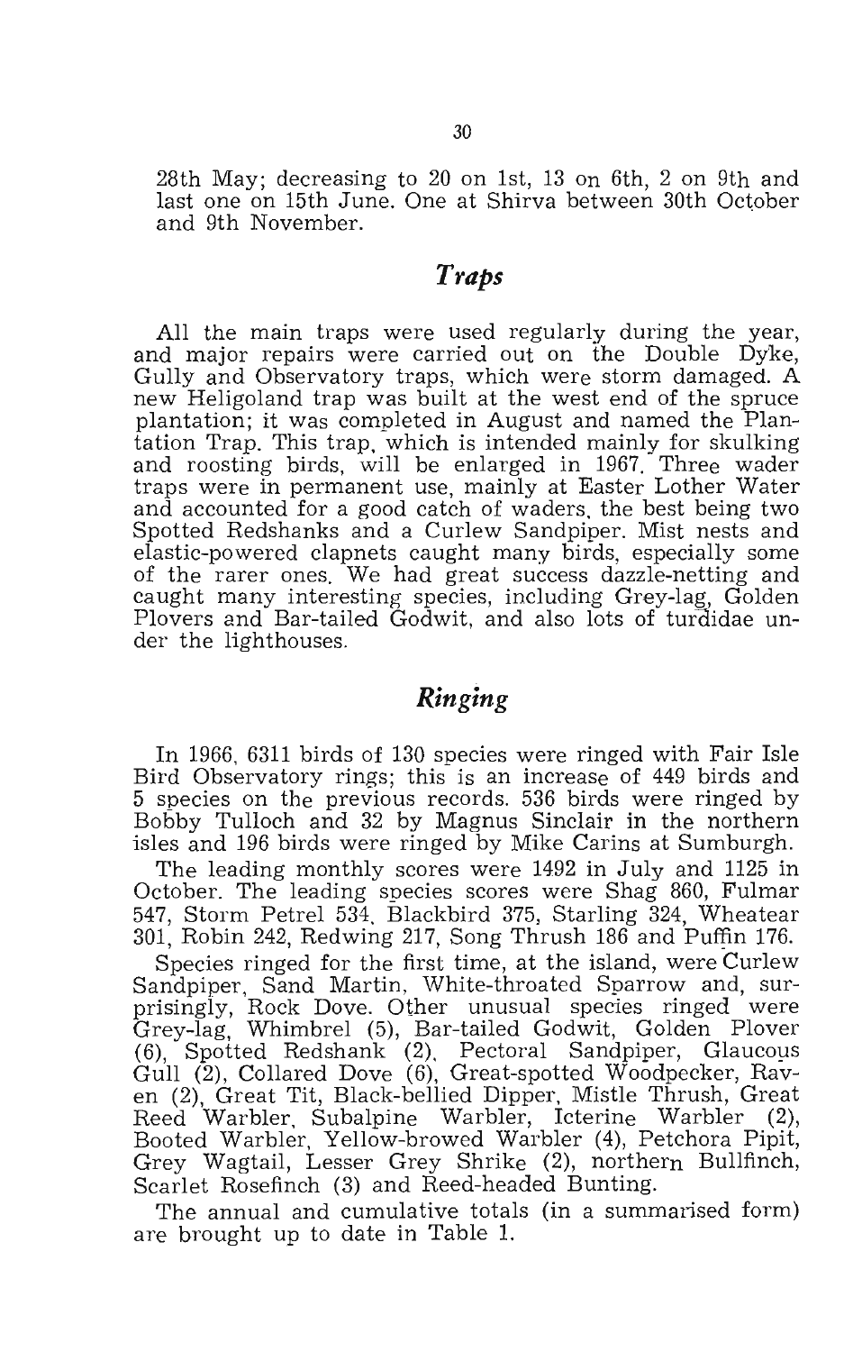28th May; decreasing to 20 on 1st, 13 on 6th, 2 on 9th and last one on 15th June. One at Shirva between 30th October and 9th November.

## *Traps*

All the main traps were used regularly during the year, and major repairs were carried out on the Double Dyke, Gully and Observatory traps, which were storm damaged. A new Heligoland trap was built at the west end of the spruce plantation; it was completed in August and named the Plantation Trap. This trap, which is intended mainly for skulking and roosting birds, will be enlarged in 1967. Three wader traps were in permanent use, mainly at Easter Lother Water and accounted for a good catch of waders, the best being two Spotted Redshanks and a Curlew Sandpiper. Mist nests and elastic-powered clapnets caught many birds, especially some of the rarer ones. We had great success dazzle-netting and caught many interesting species, including Grey-lag, Golden Plovers and Bar-tailed Godwit, and also lots of turdidae under the lighthouses.

## *Ringing*

In 1966, 6311 birds of 130 species were ringed with Fair Isle Bird Observatory rings; this is an increase of 449 birds and 5 species on the previous records. 536 birds were ringed by Bobby Tulloch and 32 by Magnus Sinclair in the northern isles and 196 birds were ringed by Mike Carins at Sumburgh.

The leading monthly scores were 1492 in July and 1125 in October. The leading species scores were Shag 860, Fulmar 547, Storm Petrel 534, Blackbird 375, Starling 324, Wheatear 301, Robin 242, Redwing 217, Song Thrush 186 and Puffin 176.

Species ringed for the first time, at the island, were Curlew Sandpiper, Sand Martin, White-throated Sparrow and, surprisingly, Rock Dove. Other unusual species ringed were Grey-lag, Whimbrel (5), Bar-tailed Godwit, Golden Plover (6), Spotted Redshank (2), Pectoral Sandpiper, Glaucous Gull (2), Collared Dove (6), Great-spotted Woodpecker, Raven (2), Great Tit, Black-bellied Dipper, Mistle Thrush, Great Reed Warbler, Subalpine Warbler, Icterine Warbler (2), Booted Warbler, Yellow-browed Warbler (4), Petchora Pipit, Grey Wagtail, Lesser Grey Shrike (2), northern Bullfinch, Scarlet Rosefinch (3) and Reed-headed Bunting.

The annual and cumulative totals (in a summarised form) are brought up to date in Table 1.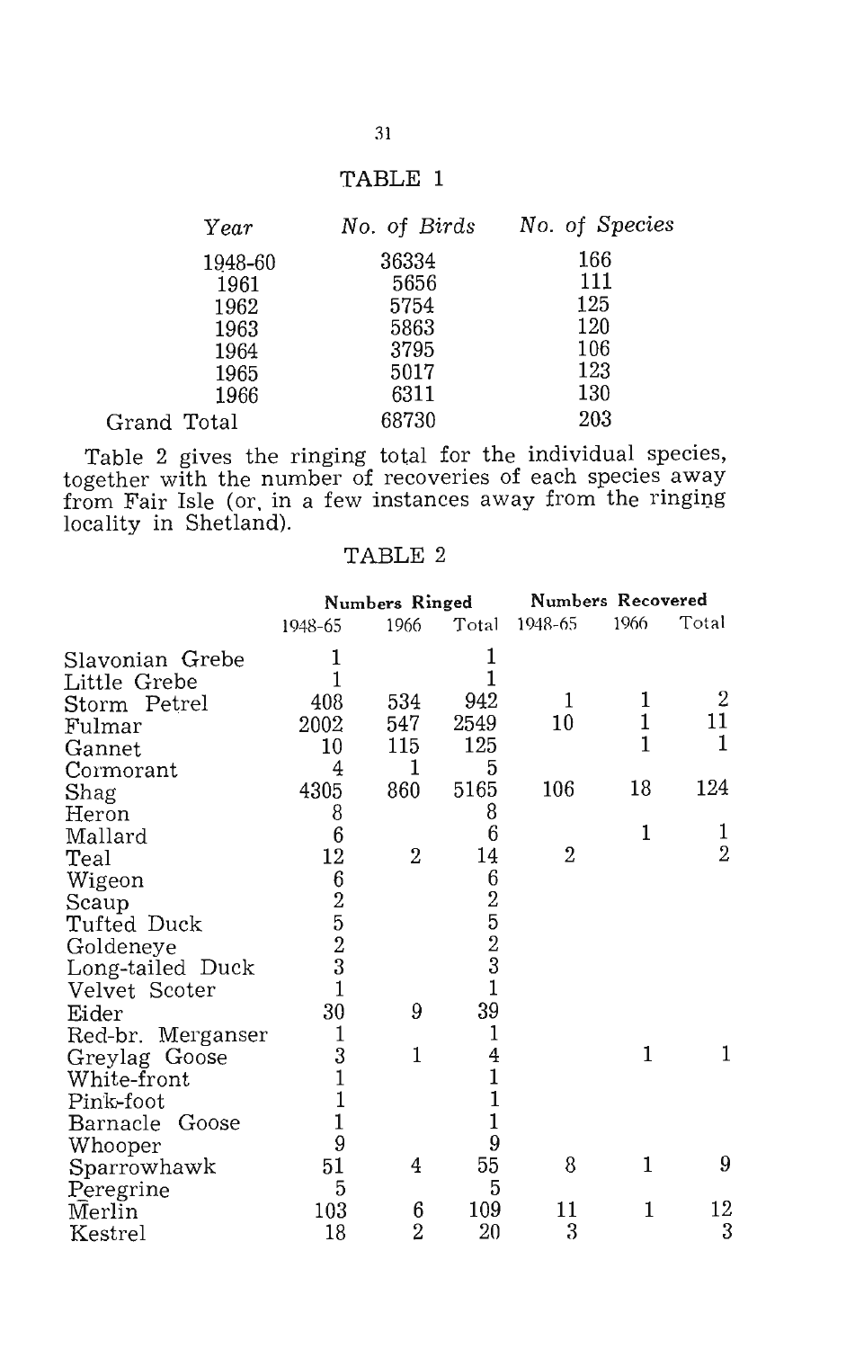TABLE 1

| *Year* | *No. of Birds* | *No. of Species* |
|---|---|---|
| 1948-60 | 36334 | 166 |
| 1961 | 5656 | 111 |
| 1962 | 5754 | 125 |
| 1963 | 5863 | 120 |
| 1964 | 3795 | 106 |
| 1965 | 5017 | 123 |
| 1966 | 6311 | 130 |
| Grand Total | 68730 | 203 |

Table 2 gives the ringing total for the individual species, together with the number of recoveries of each species away from Fair Isle (or, in a few instances away from the ringing locality in Shetland).

TABLE 2

| | Numbers Ringed | | | Numbers Recovered | | |
|---|---|---|---|---|---|---|
| | 1948-65 | 1966 | Total | 1948-65 | 1966 | Total |
| Slavonian Grebe | 1 | | 1 | | | |
| Little Grebe | 1 | | 1 | | | |
| Storm Petrel | 408 | 534 | 942 | 1 | 1 | 2 |
| Fulmar | 2002 | 547 | 2549 | 10 | 1 | 11 |
| Gannet | 10 | 115 | 125 | | 1 | 1 |
| Cormorant | 4 | 1 | 5 | | | |
| Shag | 4305 | 860 | 5165 | 106 | 18 | 124 |
| Heron | 8 | | 8 | | | |
| Mallard | 6 | | 6 | | 1 | 1 |
| Teal | 12 | 2 | 14 | 2 | | 2 |
| Wigeon | 6 | | 6 | | | |
| Scaup | 2 | | 2 | | | |
| Tufted Duck | 5 | | 5 | | | |
| Goldeneye | 2 | | 2 | | | |
| Long-tailed Duck | 3 | | 3 | | | |
| Velvet Scoter | 1 | | 1 | | | |
| Eider | 30 | 9 | 39 | | | |
| Red-br. Merganser | 1 | | 1 | | | |
| Greylag Goose | 3 | 1 | 4 | | 1 | 1 |
| White-front | 1 | | 1 | | | |
| Pink-foot | 1 | | 1 | | | |
| Barnacle Goose | 1 | | 1 | | | |
| Whooper | 9 | | 9 | | | |
| Sparrowhawk | 51 | 4 | 55 | 8 | 1 | 9 |
| Peregrine | 5 | | 5 | | | |
| Merlin | 103 | 6 | 109 | 11 | 1 | 12 |
| Kestrel | 18 | 2 | 20 | 3 | | 3 |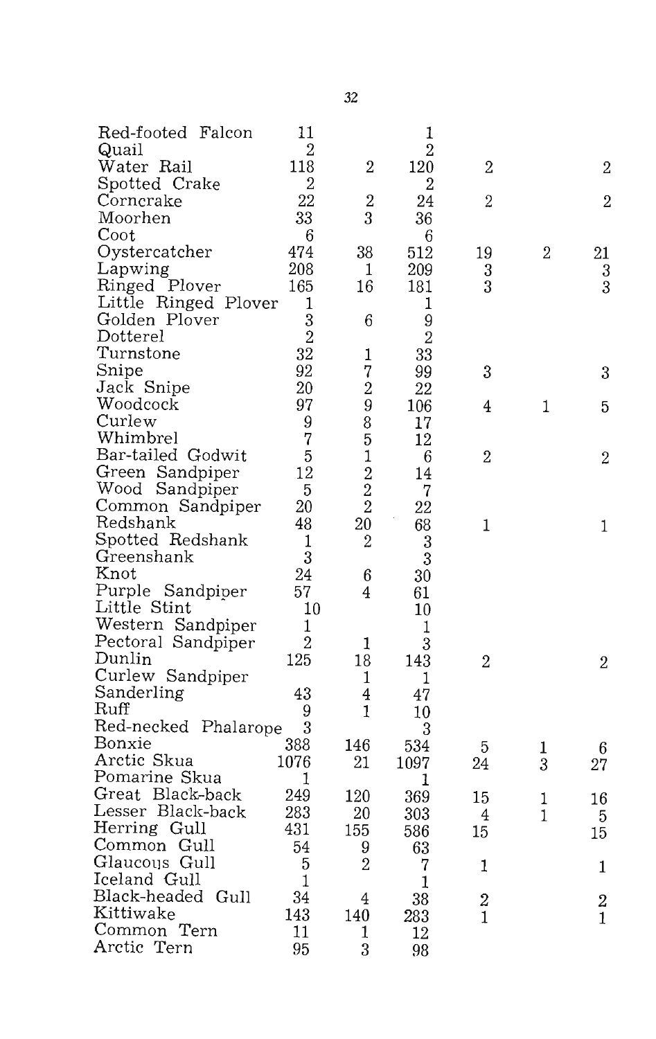| | | | | | | |
|---|---|---|---|---|---|---|
| Red-footed Falcon | 11 | | 1 | | | |
| Quail | 2 | | 2 | | | |
| Water Rail | 118 | 2 | 120 | 2 | | 2 |
| Spotted Crake | 2 | | 2 | | | |
| Corncrake | 22 | 2 | 24 | 2 | | 2 |
| Moorhen | 33 | 3 | 36 | | | |
| Coot | 6 | | 6 | | | |
| Oystercatcher | 474 | 38 | 512 | 19 | 2 | 21 |
| Lapwing | 208 | 1 | 209 | 3 | | 3 |
| Ringed Plover | 165 | 16 | 181 | 3 | | 3 |
| Little Ringed Plover | 1 | | 1 | | | |
| Golden Plover | 3 | 6 | 9 | | | |
| Dotterel | 2 | | 2 | | | |
| Turnstone | 32 | 1 | 33 | | | |
| Snipe | 92 | 7 | 99 | 3 | | 3 |
| Jack Snipe | 20 | 2 | 22 | | | |
| Woodcock | 97 | 9 | 106 | 4 | 1 | 5 |
| Curlew | 9 | 8 | 17 | | | |
| Whimbrel | 7 | 5 | 12 | | | |
| Bar-tailed Godwit | 5 | 1 | 6 | 2 | | 2 |
| Green Sandpiper | 12 | 2 | 14 | | | |
| Wood Sandpiper | 5 | 2 | 7 | | | |
| Common Sandpiper | 20 | 2 | 22 | | | |
| Redshank | 48 | 20 | 68 | 1 | | 1 |
| Spotted Redshank | 1 | 2 | 3 | | | |
| Greenshank | 3 | | 3 | | | |
| Knot | 24 | 6 | 30 | | | |
| Purple Sandpiper | 57 | 4 | 61 | | | |
| Little Stint | 10 | | 10 | | | |
| Western Sandpiper | 1 | | 1 | | | |
| Pectoral Sandpiper | 2 | 1 | 3 | | | |
| Dunlin | 125 | 18 | 143 | 2 | | 2 |
| Curlew Sandpiper | | 1 | 1 | | | |
| Sanderling | 43 | 4 | 47 | | | |
| Ruff | 9 | 1 | 10 | | | |
| Red-necked Phalarope | 3 | | 3 | | | |
| Bonxie | 388 | 146 | 534 | 5 | 1 | 6 |
| Arctic Skua | 1076 | 21 | 1097 | 24 | 3 | 27 |
| Pomarine Skua | 1 | | 1 | | | |
| Great Black-back | 249 | 120 | 369 | 15 | 1 | 16 |
| Lesser Black-back | 283 | 20 | 303 | 4 | 1 | 5 |
| Herring Gull | 431 | 155 | 586 | 15 | | 15 |
| Common Gull | 54 | 9 | 63 | | | |
| Glaucous Gull | 5 | 2 | 7 | 1 | | 1 |
| Iceland Gull | 1 | | 1 | | | |
| Black-headed Gull | 34 | 4 | 38 | 2 | | 2 |
| Kittiwake | 143 | 140 | 283 | 1 | | 1 |
| Common Tern | 11 | 1 | 12 | | | |
| Arctic Tern | 95 | 3 | 98 | | | |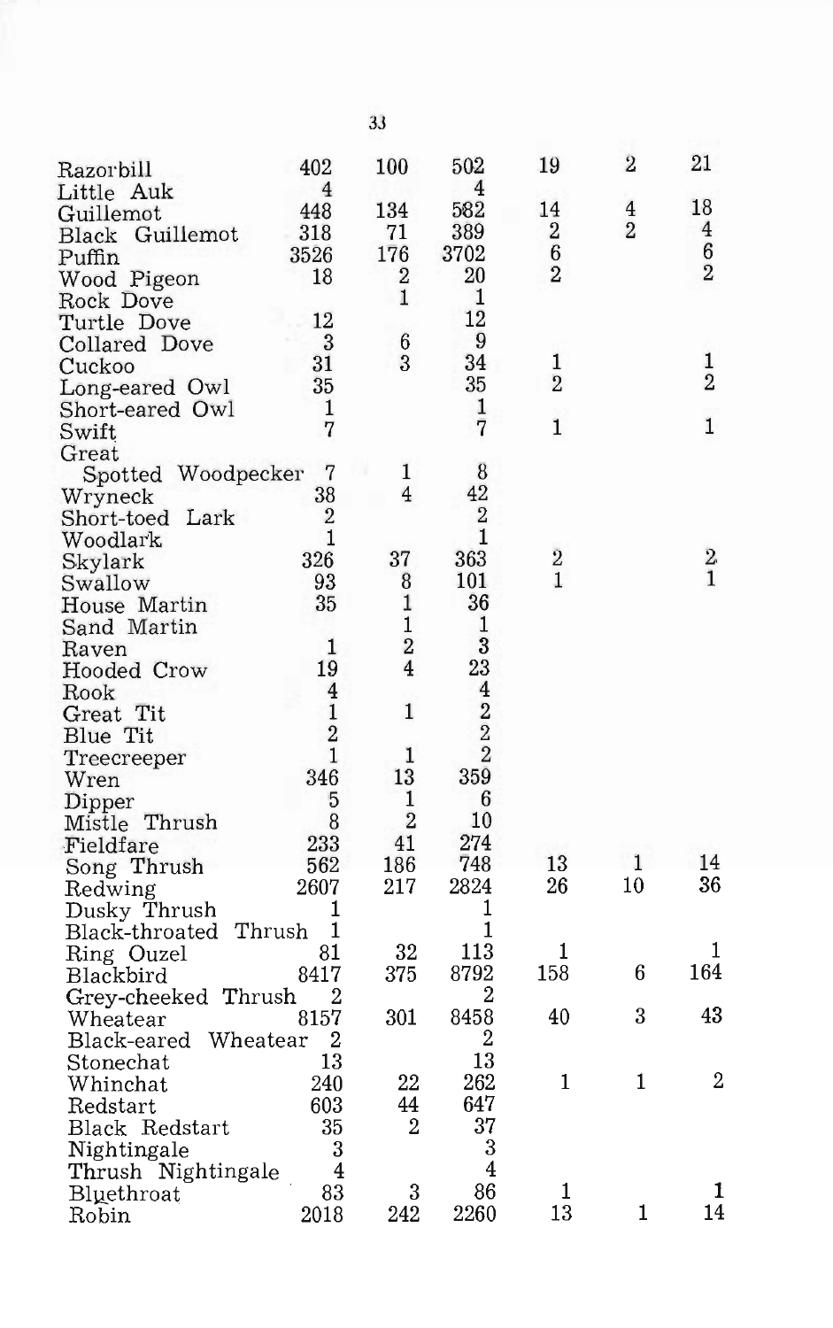| | | | | | | |
|---|---|---|---|---|---|---|
| Razorbill | 402 | 100 | 502 | 19 | 2 | 21 |
| Little Auk | 4 | | 4 | | | |
| Guillemot | 448 | 134 | 582 | 14 | 4 | 18 |
| Black Guillemot | 318 | 71 | 389 | 2 | 2 | 4 |
| Puffin | 3526 | 176 | 3702 | 6 | | 6 |
| Wood Pigeon | 18 | 2 | 20 | 2 | | 2 |
| Rock Dove | | 1 | 1 | | | |
| Turtle Dove | 12 | | 12 | | | |
| Collared Dove | 3 | 6 | 9 | | | |
| Cuckoo | 31 | 3 | 34 | 1 | | 1 |
| Long-eared Owl | 35 | | 35 | 2 | | 2 |
| Short-eared Owl | 1 | | 1 | | | |
| Swift | 7 | | 7 | 1 | | 1 |
| Great Spotted Woodpecker | 7 | 1 | 8 | | | |
| Wryneck | 38 | 4 | 42 | | | |
| Short-toed Lark | 2 | | 2 | | | |
| Woodlark | 1 | | 1 | | | |
| Skylark | 326 | 37 | 363 | 2 | | 2 |
| Swallow | 93 | 8 | 101 | 1 | | 1 |
| House Martin | 35 | 1 | 36 | | | |
| Sand Martin | | 1 | 1 | | | |
| Raven | 1 | 2 | 3 | | | |
| Hooded Crow | 19 | 4 | 23 | | | |
| Rook | 4 | | 4 | | | |
| Great Tit | 1 | 1 | 2 | | | |
| Blue Tit | 2 | | 2 | | | |
| Treecreeper | 1 | 1 | 2 | | | |
| Wren | 346 | 13 | 359 | | | |
| Dipper | 5 | 1 | 6 | | | |
| Mistle Thrush | 8 | 2 | 10 | | | |
| Fieldfare | 233 | 41 | 274 | | | |
| Song Thrush | 562 | 186 | 748 | 13 | 1 | 14 |
| Redwing | 2607 | 217 | 2824 | 26 | 10 | 36 |
| Dusky Thrush | 1 | | 1 | | | |
| Black-throated Thrush | 1 | | 1 | | | |
| Ring Ouzel | 81 | 32 | 113 | 1 | | 1 |
| Blackbird | 8417 | 375 | 8792 | 158 | 6 | 164 |
| Grey-cheeked Thrush | 2 | | 2 | | | |
| Wheatear | 8157 | 301 | 8458 | 40 | 3 | 43 |
| Black-eared Wheatear | 2 | | 2 | | | |
| Stonechat | 13 | | 13 | | | |
| Whinchat | 240 | 22 | 262 | 1 | 1 | 2 |
| Redstart | 603 | 44 | 647 | | | |
| Black Redstart | 35 | 2 | 37 | | | |
| Nightingale | 3 | | 3 | | | |
| Thrush Nightingale | 4 | | 4 | | | |
| Bluethroat | 83 | 3 | 86 | 1 | | 1 |
| Robin | 2018 | 242 | 2260 | 13 | 1 | 14 |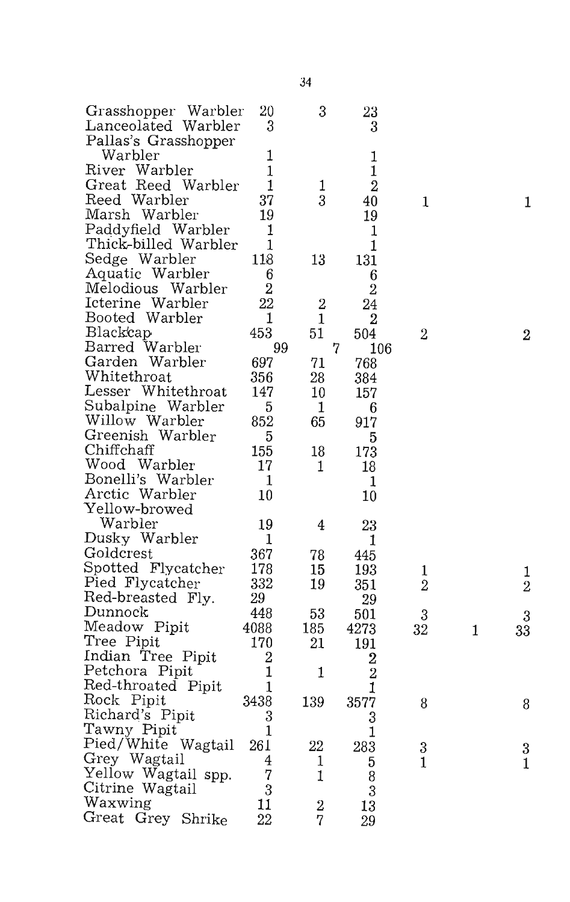| | | | | | | |
|---|---|---|---|---|---|---|
| Grasshopper Warbler | 20 | 3 | 23 | | | |
| Lanceolated Warbler | 3 | | 3 | | | |
| Pallas's Grasshopper Warbler | 1 | | 1 | | | |
| River Warbler | 1 | | 1 | | | |
| Great Reed Warbler | 1 | 1 | 2 | | | |
| Reed Warbler | 37 | 3 | 40 | 1 | | 1 |
| Marsh Warbler | 19 | | 19 | | | |
| Paddyfield Warbler | 1 | | 1 | | | |
| Thick-billed Warbler | 1 | | 1 | | | |
| Sedge Warbler | 118 | 13 | 131 | | | |
| Aquatic Warbler | 6 | | 6 | | | |
| Melodious Warbler | 2 | | 2 | | | |
| Icterine Warbler | 22 | 2 | 24 | | | |
| Booted Warbler | 1 | 1 | 2 | | | |
| Blackcap | 453 | 51 | 504 | 2 | | 2 |
| Barred Warbler | 99 | 7 | 106 | | | |
| Garden Warbler | 697 | 71 | 768 | | | |
| Whitethroat | 356 | 28 | 384 | | | |
| Lesser Whitethroat | 147 | 10 | 157 | | | |
| Subalpine Warbler | 5 | 1 | 6 | | | |
| Willow Warbler | 852 | 65 | 917 | | | |
| Greenish Warbler | 5 | | 5 | | | |
| Chiffchaff | 155 | 18 | 173 | | | |
| Wood Warbler | 17 | 1 | 18 | | | |
| Bonelli's Warbler | 1 | | 1 | | | |
| Arctic Warbler | 10 | | 10 | | | |
| Yellow-browed Warbler | 19 | 4 | 23 | | | |
| Dusky Warbler | 1 | | 1 | | | |
| Goldcrest | 367 | 78 | 445 | | | |
| Spotted Flycatcher | 178 | 15 | 193 | 1 | | 1 |
| Pied Flycatcher | 332 | 19 | 351 | 2 | | 2 |
| Red-breasted Fly. | 29 | | 29 | | | |
| Dunnock | 448 | 53 | 501 | 3 | | 3 |
| Meadow Pipit | 4088 | 185 | 4273 | 32 | 1 | 33 |
| Tree Pipit | 170 | 21 | 191 | | | |
| Indian Tree Pipit | 2 | | 2 | | | |
| Petchora Pipit | 1 | 1 | 2 | | | |
| Red-throated Pipit | 1 | | 1 | | | |
| Rock Pipit | 3438 | 139 | 3577 | 8 | | 8 |
| Richard's Pipit | 3 | | 3 | | | |
| Tawny Pipit | 1 | | 1 | | | |
| Pied/White Wagtail | 261 | 22 | 283 | 3 | | 3 |
| Grey Wagtail | 4 | 1 | 5 | 1 | | 1 |
| Yellow Wagtail spp. | 7 | 1 | 8 | | | |
| Citrine Wagtail | 3 | | 3 | | | |
| Waxwing | 11 | 2 | 13 | | | |
| Great Grey Shrike | 22 | 7 | 29 | | | |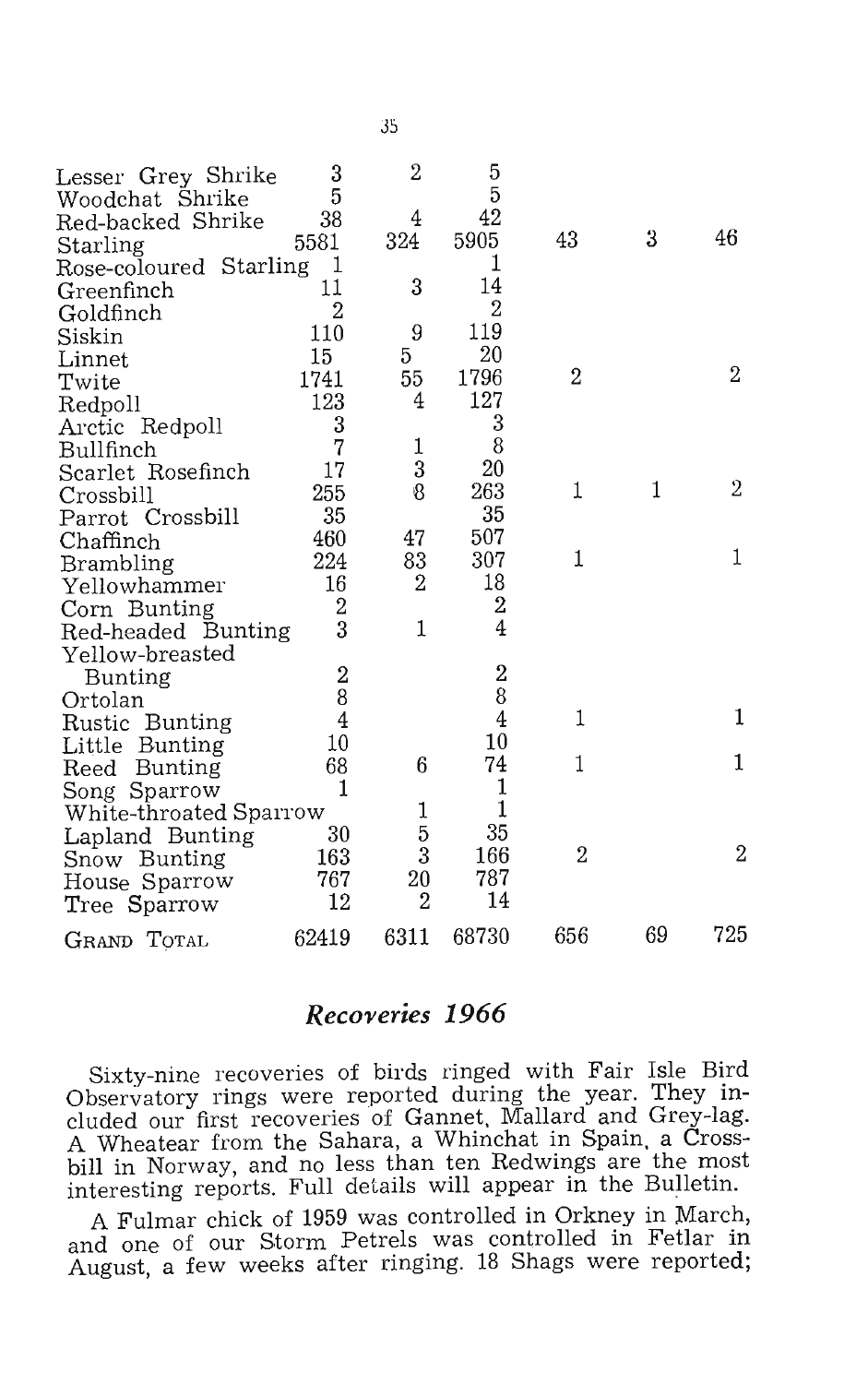| | | | | | | |
|---|---|---|---|---|---|---|
| Lesser Grey Shrike | 3 | 2 | 5 | | | |
| Woodchat Shrike | 5 | | 5 | | | |
| Red-backed Shrike | 38 | 4 | 42 | | | |
| Starling | 5581 | 324 | 5905 | 43 | 3 | 46 |
| Rose-coloured Starling | 1 | | 1 | | | |
| Greenfinch | 11 | 3 | 14 | | | |
| Goldfinch | 2 | | 2 | | | |
| Siskin | 110 | 9 | 119 | | | |
| Linnet | 15 | 5 | 20 | | | |
| Twite | 1741 | 55 | 1796 | 2 | | 2 |
| Redpoll | 123 | 4 | 127 | | | |
| Arctic Redpoll | 3 | | 3 | | | |
| Bullfinch | 7 | 1 | 8 | | | |
| Scarlet Rosefinch | 17 | 3 | 20 | | | |
| Crossbill | 255 | 8 | 263 | 1 | 1 | 2 |
| Parrot Crossbill | 35 | | 35 | | | |
| Chaffinch | 460 | 47 | 507 | | | |
| Brambling | 224 | 83 | 307 | 1 | | 1 |
| Yellowhammer | 16 | 2 | 18 | | | |
| Corn Bunting | 2 | | 2 | | | |
| Red-headed Bunting | 3 | 1 | 4 | | | |
| Yellow-breasted Bunting | 2 | | 2 | | | |
| Ortolan | 8 | | 8 | | | |
| Rustic Bunting | 4 | | 4 | 1 | | 1 |
| Little Bunting | 10 | | 10 | | | |
| Reed Bunting | 68 | 6 | 74 | 1 | | 1 |
| Song Sparrow | 1 | | 1 | | | |
| White-throated Sparrow | | 1 | 1 | | | |
| Lapland Bunting | 30 | 5 | 35 | | | |
| Snow Bunting | 163 | 3 | 166 | 2 | | 2 |
| House Sparrow | 767 | 20 | 787 | | | |
| Tree Sparrow | 12 | 2 | 14 | | | |
| GRAND TOTAL | 62419 | 6311 | 68730 | 656 | 69 | 725 |

## *Recoveries 1966*

Sixty-nine recoveries of birds ringed with Fair Isle Bird Observatory rings were reported during the year. They included our first recoveries of Gannet, Mallard and Grey-lag. A Wheatear from the Sahara, a Whinchat in Spain, a Crossbill in Norway, and no less than ten Redwings are the most interesting reports. Full details will appear in the Bulletin.

A Fulmar chick of 1959 was controlled in Orkney in March, and one of our Storm Petrels was controlled in Fetlar in August, a few weeks after ringing. 18 Shags were reported;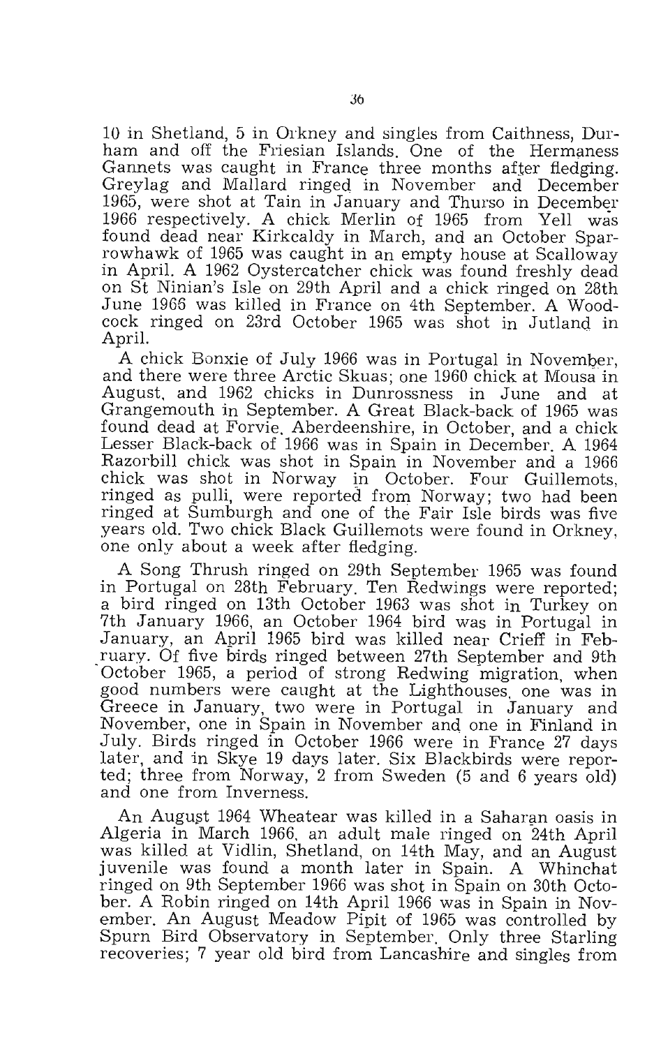10 in Shetland, 5 in Orkney and singles from Caithness, Durham and off the Friesian Islands. One of the Hermaness Gannets was caught in France three months after fledging. Greylag and Mallard ringed in November and December 1965, were shot at Tain in January and Thurso in December 1966 respectively. A chick Merlin of 1965 from Yell was found dead near Kirkcaldy in March, and an October Sparrowhawk of 1965 was caught in an empty house at Scalloway in April. A 1962 Oystercatcher chick was found freshly dead on St Ninian's Isle on 29th April and a chick ringed on 28th June 1966 was killed in France on 4th September. A Woodcock ringed on 23rd October 1965 was shot in Jutland in April.

A chick Bonxie of July 1966 was in Portugal in November, and there were three Arctic Skuas; one 1960 chick at Mousa in August, and 1962 chicks in Dunrossness in June and at Grangemouth in September. A Great Black-back of 1965 was found dead at Forvie, Aberdeenshire, in October, and a chick Lesser Black-back of 1966 was in Spain in December. A 1964 Razorbill chick was shot in Spain in November and a 1966 chick was shot in Norway in October. Four Guillemots, ringed as pulli, were reported from Norway; two had been ringed at Sumburgh and one of the Fair Isle birds was five years old. Two chick Black Guillemots were found in Orkney, one only about a week after fledging.

A Song Thrush ringed on 29th September 1965 was found in Portugal on 28th February. Ten Redwings were reported; a bird ringed on 13th October 1963 was shot in Turkey on 7th January 1966, an October 1964 bird was in Portugal in January, an April 1965 bird was killed near Crieff in February. Of five birds ringed between 27th September and 9th October 1965, a period of strong Redwing migration, when good numbers were caught at the Lighthouses, one was in Greece in January, two were in Portugal in January and November, one in Spain in November and one in Finland in July. Birds ringed in October 1966 were in France 27 days later, and in Skye 19 days later. Six Blackbirds were reported; three from Norway, 2 from Sweden (5 and 6 years old) and one from Inverness.

An August 1964 Wheatear was killed in a Saharan oasis in Algeria in March 1966, an adult male ringed on 24th April was killed at Vidlin, Shetland, on 14th May, and an August juvenile was found a month later in Spain. A Whinchat ringed on 9th September 1966 was shot in Spain on 30th October. A Robin ringed on 14th April 1966 was in Spain in November. An August Meadow Pipit of 1965 was controlled by Spurn Bird Observatory in September. Only three Starling recoveries; 7 year old bird from Lancashire and singles from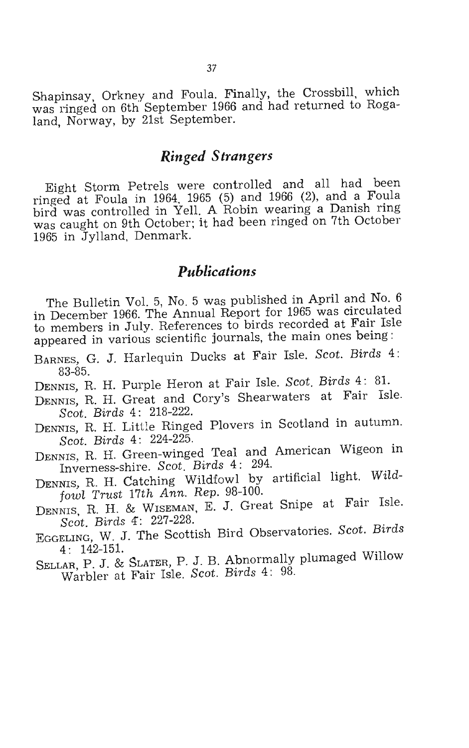Shapinsay, Orkney and Foula. Finally, the Crossbill, which was ringed on 6th September 1966 and had returned to Rogaland, Norway, by 21st September.

## *Ringed Strangers*

Eight Storm Petrels were controlled and all had been ringed at Foula in 1964, 1965 (5) and 1966 (2), and a Foula bird was controlled in Yell. A Robin wearing a Danish ring was caught on 9th October; it had been ringed on 7th October 1965 in Jylland, Denmark.

## *Publications*

The Bulletin Vol. 5, No. 5 was published in April and No. 6 in December 1966. The Annual Report for 1965 was circulated to members in July. References to birds recorded at Fair Isle appeared in various scientific journals, the main ones being:

BARNES, G. J. Harlequin Ducks at Fair Isle. *Scot. Birds* 4: 83-85.

DENNIS, R. H. Purple Heron at Fair Isle. *Scot. Birds* 4: 81.

DENNIS, R. H. Great and Cory's Shearwaters at Fair Isle. *Scot. Birds* 4: 218-222.

DENNIS, R. H. Little Ringed Plovers in Scotland in autumn. *Scot. Birds* 4: 224-225.

DENNIS, R. H. Green-winged Teal and American Wigeon in Inverness-shire. *Scot. Birds* 4: 294.

DENNIS, R. H. Catching Wildfowl by artificial light. *Wildfowl Trust 17th Ann. Rep.* 98-100.

DENNIS, R. H. & WISEMAN, E. J. Great Snipe at Fair Isle. *Scot. Birds* 4: 227-228.

EGGELING, W. J. The Scottish Bird Observatories. *Scot. Birds* 4: 142-151.

SELLAR, P. J. & SLATER, P. J. B. Abnormally plumaged Willow Warbler at Fair Isle. *Scot. Birds* 4: 98.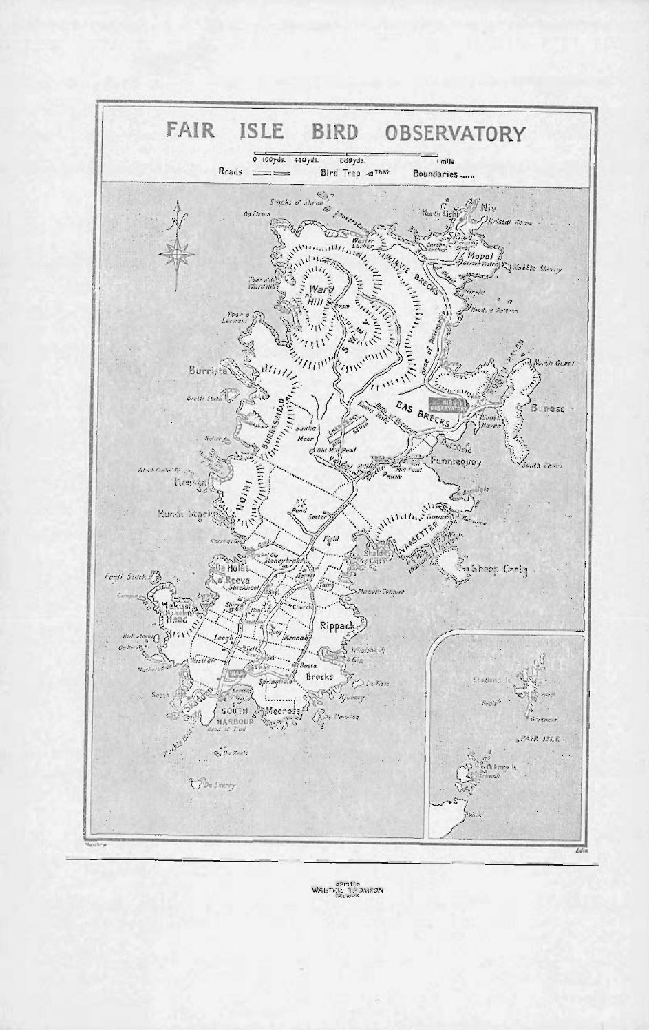# FAIR ISLE BIRD OBSERVATORY

0 100yds. 440yds. 880yds. 1 mile

Roads ═══ Bird Trap Boundaries ......

Stacks o' Skroo
Da Fleeo
Gunnawark
Furset
Wester Lother
North Light
Niv
Kristal Kame
Skroo
Easter Lother
Mopal
Kirkie Stack
Wirvie Brecks
Hoini Skerry
Ward Hill
SWEY
Wirvie
Head o' Settera
Burn of Gunnawark
North Haven
North Gavel
Burrista
Buness
Bird Observatory
EAS BRECKS
Emergency Strip
Sukka Moor
South Haven
Buttfield
Furrs Stack
Funniequoy
South Gavel
Old Mill Pond
Vaadal
Mill Pond
Kaestal
HOINI
Hundi Stack
Pund
Setter
Gowerin
VAASETTER
Field
Shaldi Cliff
Sheep Craig
Da Holes
Stoneybrake
School
Reeva
Stackhoull
Maver's Tangere
Fogli Stack
Malcolm's Head
Church
Rippack
Leogh
Kennaby
Quoy
Taft
Busta
Brecks
Springfield
Da Fless
Hjukney
SOUTH HARBOUR
Meoness
Head of Tind
Da Burrian
Da Keels
Da Skerry

Shetland Is.
Foula
Sumburgh
FAIR ISLE
Orkney Is.
Kirkwall

PRINTED
WALTER THOMSON
LERWICK